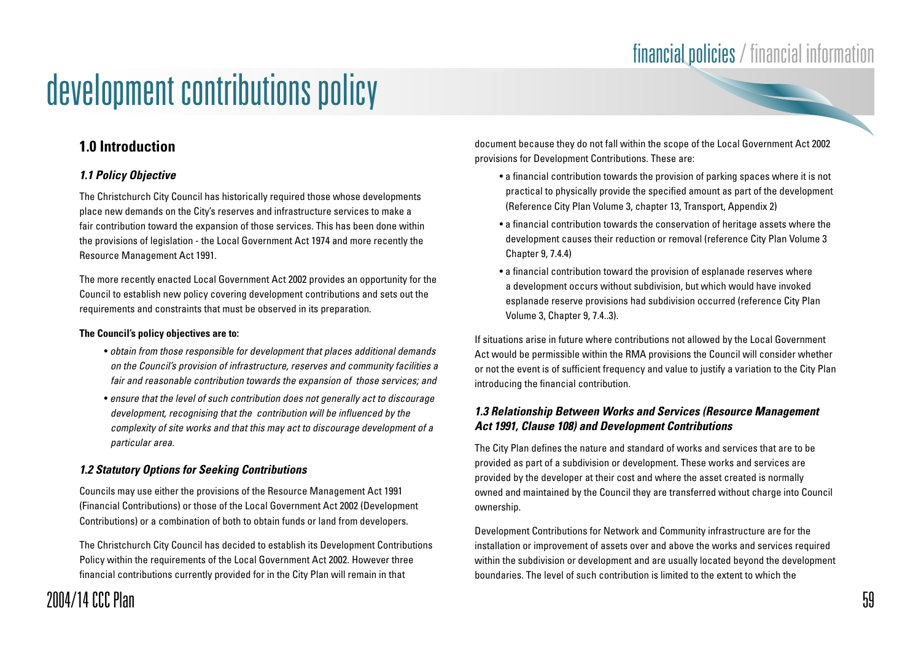# development contributions policy

## 1.0 Introduction

### *1.1 Policy Objective*

The Christchurch City Council has historically required those whose developments place new demands on the City's reserves and infrastructure services to make a fair contribution toward the expansion of those services. This has been done within the provisions of legislation - the Local Government Act 1974 and more recently the Resource Management Act 1991.

The more recently enacted Local Government Act 2002 provides an opportunity for the Council to establish new policy covering development contributions and sets out the requirements and constraints that must be observed in its preparation.

**The Council's policy objectives are to:**

- *obtain from those responsible for development that places additional demands on the Council's provision of infrastructure, reserves and community facilities a fair and reasonable contribution towards the expansion of those services; and*
- *ensure that the level of such contribution does not generally act to discourage development, recognising that the contribution will be influenced by the complexity of site works and that this may act to discourage development of a particular area.*

### *1.2 Statutory Options for Seeking Contributions*

Councils may use either the provisions of the Resource Management Act 1991 (Financial Contributions) or those of the Local Government Act 2002 (Development Contributions) or a combination of both to obtain funds or land from developers.

The Christchurch City Council has decided to establish its Development Contributions Policy within the requirements of the Local Government Act 2002. However three financial contributions currently provided for in the City Plan will remain in that document because they do not fall within the scope of the Local Government Act 2002 provisions for Development Contributions. These are:

- a financial contribution towards the provision of parking spaces where it is not practical to physically provide the specified amount as part of the development (Reference City Plan Volume 3, chapter 13, Transport, Appendix 2)
- a financial contribution towards the conservation of heritage assets where the development causes their reduction or removal (reference City Plan Volume 3 Chapter 9, 7.4.4)
- a financial contribution toward the provision of esplanade reserves where a development occurs without subdivision, but which would have invoked esplanade reserve provisions had subdivision occurred (reference City Plan Volume 3, Chapter 9, 7.4..3).

If situations arise in future where contributions not allowed by the Local Government Act would be permissible within the RMA provisions the Council will consider whether or not the event is of sufficient frequency and value to justify a variation to the City Plan introducing the financial contribution.

### *1.3 Relationship Between Works and Services (Resource Management Act 1991, Clause 108) and Development Contributions*

The City Plan defines the nature and standard of works and services that are to be provided as part of a subdivision or development. These works and services are provided by the developer at their cost and where the asset created is normally owned and maintained by the Council they are transferred without charge into Council ownership.

Development Contributions for Network and Community infrastructure are for the installation or improvement of assets over and above the works and services required within the subdivision or development and are usually located beyond the development boundaries. The level of such contribution is limited to the extent to which the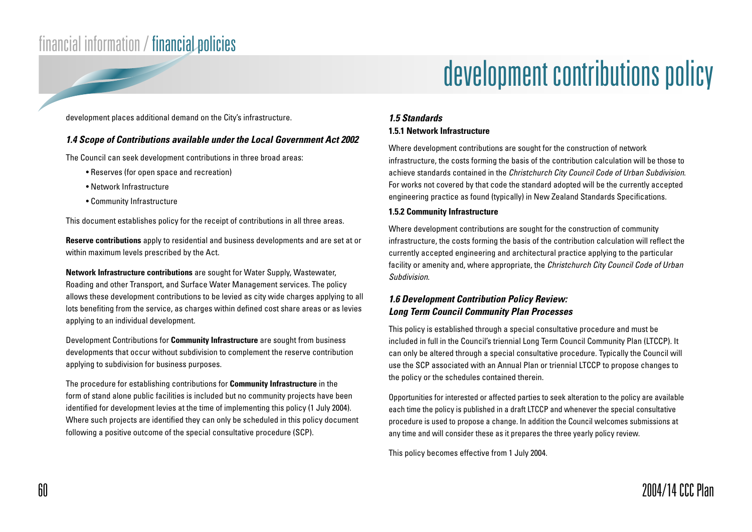development places additional demand on the City's infrastructure.

### *1.4 Scope of Contributions available under the Local Government Act 2002*

The Council can seek development contributions in three broad areas:

- Reserves (for open space and recreation)
- Network Infrastructure
- Community Infrastructure

This document establishes policy for the receipt of contributions in all three areas.

**Reserve contributions** apply to residential and business developments and are set at or within maximum levels prescribed by the Act.

**Network Infrastructure contributions** are sought for Water Supply, Wastewater, Roading and other Transport, and Surface Water Management services. The policy allows these development contributions to be levied as city wide charges applying to all lots benefiting from the service, as charges within defined cost share areas or as levies applying to an individual development.

Development Contributions for **Community Infrastructure** are sought from business developments that occur without subdivision to complement the reserve contribution applying to subdivision for business purposes.

The procedure for establishing contributions for **Community Infrastructure** in the form of stand alone public facilities is included but no community projects have been identified for development levies at the time of implementing this policy (1 July 2004). Where such projects are identified they can only be scheduled in this policy document following a positive outcome of the special consultative procedure (SCP).

### *1.5 Standards*

#### 1.5.1 Network Infrastructure

Where development contributions are sought for the construction of network infrastructure, the costs forming the basis of the contribution calculation will be those to achieve standards contained in the *Christchurch City Council Code of Urban Subdivision*. For works not covered by that code the standard adopted will be the currently accepted engineering practice as found (typically) in New Zealand Standards Specifications.

#### 1.5.2 Community Infrastructure

Where development contributions are sought for the construction of community infrastructure, the costs forming the basis of the contribution calculation will reflect the currently accepted engineering and architectural practice applying to the particular facility or amenity and, where appropriate, the *Christchurch City Council Code of Urban Subdivision*.

### *1.6 Development Contribution Policy Review: Long Term Council Community Plan Processes*

This policy is established through a special consultative procedure and must be included in full in the Council's triennial Long Term Council Community Plan (LTCCP). It can only be altered through a special consultative procedure. Typically the Council will use the SCP associated with an Annual Plan or triennial LTCCP to propose changes to the policy or the schedules contained therein.

Opportunities for interested or affected parties to seek alteration to the policy are available each time the policy is published in a draft LTCCP and whenever the special consultative procedure is used to propose a change. In addition the Council welcomes submissions at any time and will consider these as it prepares the three yearly policy review.

This policy becomes effective from 1 July 2004.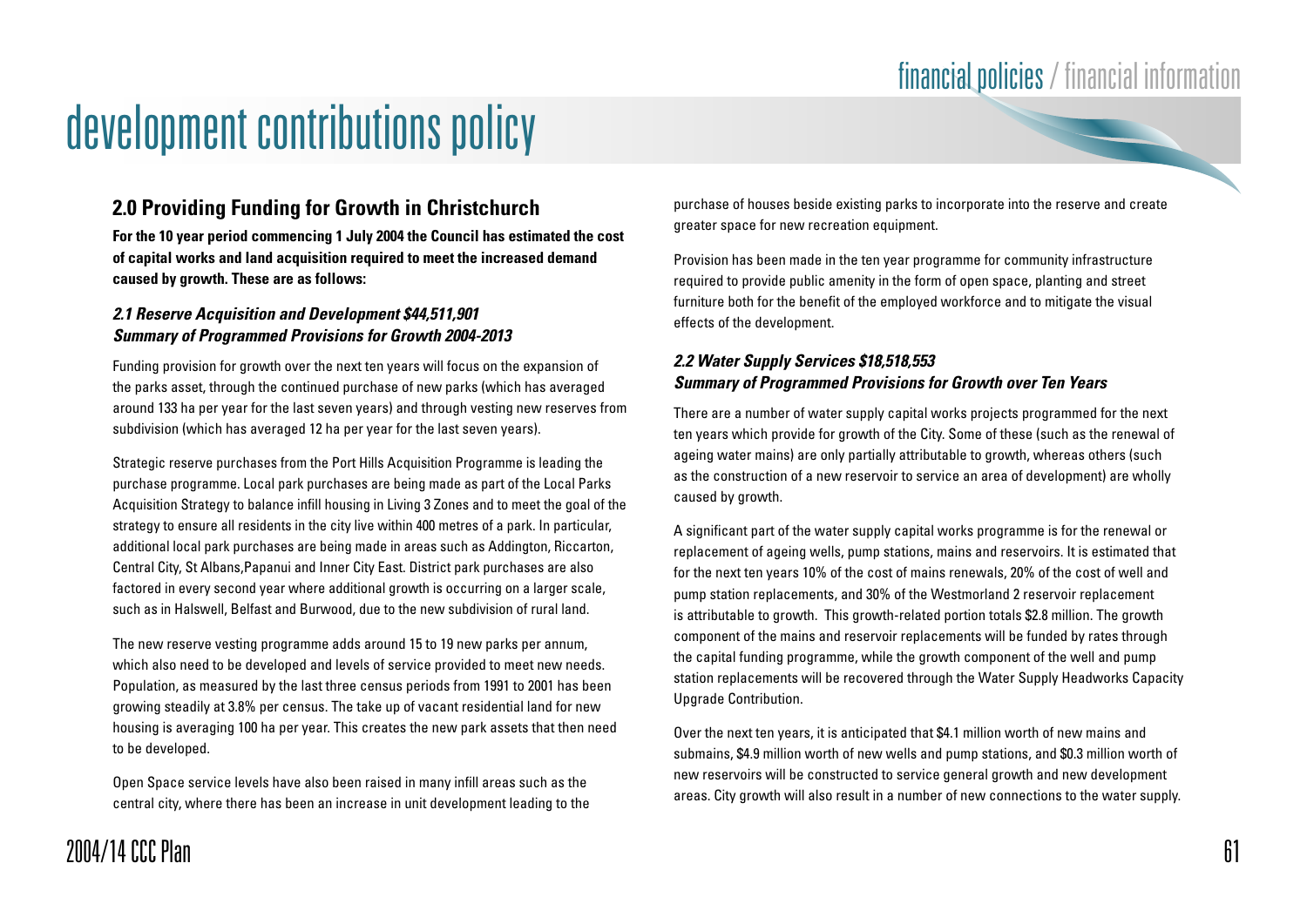# development contributions policy

## 2.0 Providing Funding for Growth in Christchurch

**For the 10 year period commencing 1 July 2004 the Council has estimated the cost of capital works and land acquisition required to meet the increased demand caused by growth. These are as follows:**

### *2.1 Reserve Acquisition and Development $44,511,901*
### *Summary of Programmed Provisions for Growth 2004-2013*

Funding provision for growth over the next ten years will focus on the expansion of the parks asset, through the continued purchase of new parks (which has averaged around 133 ha per year for the last seven years) and through vesting new reserves from subdivision (which has averaged 12 ha per year for the last seven years).

Strategic reserve purchases from the Port Hills Acquisition Programme is leading the purchase programme. Local park purchases are being made as part of the Local Parks Acquisition Strategy to balance infill housing in Living 3 Zones and to meet the goal of the strategy to ensure all residents in the city live within 400 metres of a park. In particular, additional local park purchases are being made in areas such as Addington, Riccarton, Central City, St Albans,Papanui and Inner City East. District park purchases are also factored in every second year where additional growth is occurring on a larger scale, such as in Halswell, Belfast and Burwood, due to the new subdivision of rural land.

The new reserve vesting programme adds around 15 to 19 new parks per annum, which also need to be developed and levels of service provided to meet new needs. Population, as measured by the last three census periods from 1991 to 2001 has been growing steadily at 3.8% per census. The take up of vacant residential land for new housing is averaging 100 ha per year. This creates the new park assets that then need to be developed.

Open Space service levels have also been raised in many infill areas such as the central city, where there has been an increase in unit development leading to the purchase of houses beside existing parks to incorporate into the reserve and create greater space for new recreation equipment.

Provision has been made in the ten year programme for community infrastructure required to provide public amenity in the form of open space, planting and street furniture both for the benefit of the employed workforce and to mitigate the visual effects of the development.

### *2.2 Water Supply Services $18,518,553*
### *Summary of Programmed Provisions for Growth over Ten Years*

There are a number of water supply capital works projects programmed for the next ten years which provide for growth of the City. Some of these (such as the renewal of ageing water mains) are only partially attributable to growth, whereas others (such as the construction of a new reservoir to service an area of development) are wholly caused by growth.

A significant part of the water supply capital works programme is for the renewal or replacement of ageing wells, pump stations, mains and reservoirs. It is estimated that for the next ten years 10% of the cost of mains renewals, 20% of the cost of well and pump station replacements, and 30% of the Westmorland 2 reservoir replacement is attributable to growth. This growth-related portion totals $2.8 million. The growth component of the mains and reservoir replacements will be funded by rates through the capital funding programme, while the growth component of the well and pump station replacements will be recovered through the Water Supply Headworks Capacity Upgrade Contribution.

Over the next ten years, it is anticipated that $4.1 million worth of new mains and submains, $4.9 million worth of new wells and pump stations, and $0.3 million worth of new reservoirs will be constructed to service general growth and new development areas. City growth will also result in a number of new connections to the water supply.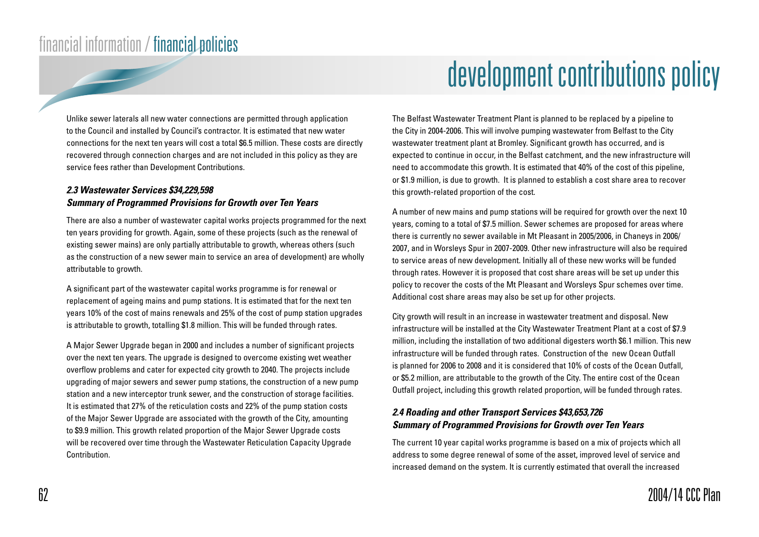# development contributions policy

Unlike sewer laterals all new water connections are permitted through application to the Council and installed by Council's contractor. It is estimated that new water connections for the next ten years will cost a total $6.5 million. These costs are directly recovered through connection charges and are not included in this policy as they are service fees rather than Development Contributions.

### *2.3 Wastewater Services $34,229,598*
### *Summary of Programmed Provisions for Growth over Ten Years*

There are also a number of wastewater capital works projects programmed for the next ten years providing for growth. Again, some of these projects (such as the renewal of existing sewer mains) are only partially attributable to growth, whereas others (such as the construction of a new sewer main to service an area of development) are wholly attributable to growth.

A significant part of the wastewater capital works programme is for renewal or replacement of ageing mains and pump stations. It is estimated that for the next ten years 10% of the cost of mains renewals and 25% of the cost of pump station upgrades is attributable to growth, totalling $1.8 million. This will be funded through rates.

A Major Sewer Upgrade began in 2000 and includes a number of significant projects over the next ten years. The upgrade is designed to overcome existing wet weather overflow problems and cater for expected city growth to 2040. The projects include upgrading of major sewers and sewer pump stations, the construction of a new pump station and a new interceptor trunk sewer, and the construction of storage facilities. It is estimated that 27% of the reticulation costs and 22% of the pump station costs of the Major Sewer Upgrade are associated with the growth of the City, amounting to $9.9 million. This growth related proportion of the Major Sewer Upgrade costs will be recovered over time through the Wastewater Reticulation Capacity Upgrade Contribution.

The Belfast Wastewater Treatment Plant is planned to be replaced by a pipeline to the City in 2004-2006. This will involve pumping wastewater from Belfast to the City wastewater treatment plant at Bromley. Significant growth has occurred, and is expected to continue in occur, in the Belfast catchment, and the new infrastructure will need to accommodate this growth. It is estimated that 40% of the cost of this pipeline, or $1.9 million, is due to growth. It is planned to establish a cost share area to recover this growth-related proportion of the cost.

A number of new mains and pump stations will be required for growth over the next 10 years, coming to a total of $7.5 million. Sewer schemes are proposed for areas where there is currently no sewer available in Mt Pleasant in 2005/2006, in Chaneys in 2006/2007, and in Worsleys Spur in 2007-2009. Other new infrastructure will also be required to service areas of new development. Initially all of these new works will be funded through rates. However it is proposed that cost share areas will be set up under this policy to recover the costs of the Mt Pleasant and Worsleys Spur schemes over time. Additional cost share areas may also be set up for other projects.

City growth will result in an increase in wastewater treatment and disposal. New infrastructure will be installed at the City Wastewater Treatment Plant at a cost of $7.9 million, including the installation of two additional digesters worth $6.1 million. This new infrastructure will be funded through rates. Construction of the new Ocean Outfall is planned for 2006 to 2008 and it is considered that 10% of costs of the Ocean Outfall, or $5.2 million, are attributable to the growth of the City. The entire cost of the Ocean Outfall project, including this growth related proportion, will be funded through rates.

### *2.4 Roading and other Transport Services $43,653,726*
### *Summary of Programmed Provisions for Growth over Ten Years*

The current 10 year capital works programme is based on a mix of projects which all address to some degree renewal of some of the asset, improved level of service and increased demand on the system. It is currently estimated that overall the increased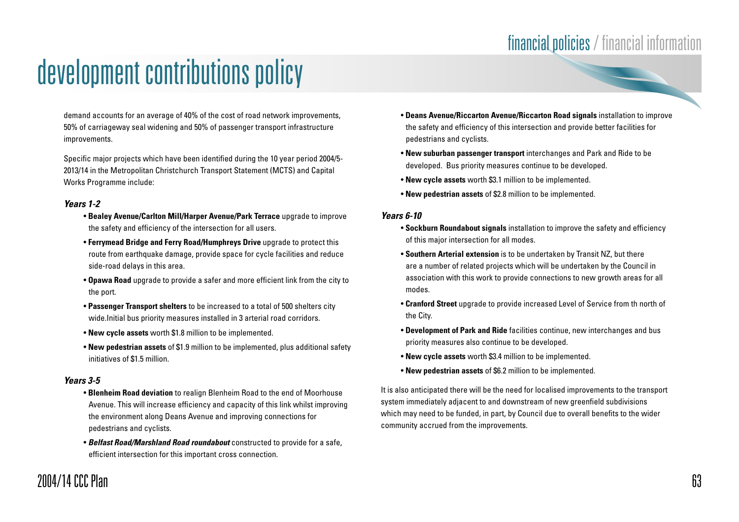# development contributions policy

demand accounts for an average of 40% of the cost of road network improvements, 50% of carriageway seal widening and 50% of passenger transport infrastructure improvements.

Specific major projects which have been identified during the 10 year period 2004/5-2013/14 in the Metropolitan Christchurch Transport Statement (MCTS) and Capital Works Programme include:

### *Years 1-2*

- **Bealey Avenue/Carlton Mill/Harper Avenue/Park Terrace** upgrade to improve the safety and efficiency of the intersection for all users.
- **Ferrymead Bridge and Ferry Road/Humphreys Drive** upgrade to protect this route from earthquake damage, provide space for cycle facilities and reduce side-road delays in this area.
- **Opawa Road** upgrade to provide a safer and more efficient link from the city to the port.
- **Passenger Transport shelters** to be increased to a total of 500 shelters city wide.Initial bus priority measures installed in 3 arterial road corridors.
- **New cycle assets** worth $1.8 million to be implemented.
- **New pedestrian assets** of $1.9 million to be implemented, plus additional safety initiatives of $1.5 million.

### *Years 3-5*

- **Blenheim Road deviation** to realign Blenheim Road to the end of Moorhouse Avenue. This will increase efficiency and capacity of this link whilst improving the environment along Deans Avenue and improving connections for pedestrians and cyclists.
- ***Belfast Road/Marshland Road roundabout*** constructed to provide for a safe, efficient intersection for this important cross connection.
- **Deans Avenue/Riccarton Avenue/Riccarton Road signals** installation to improve the safety and efficiency of this intersection and provide better facilities for pedestrians and cyclists.
- **New suburban passenger transport** interchanges and Park and Ride to be developed. Bus priority measures continue to be developed.
- **New cycle assets** worth $3.1 million to be implemented.
- **New pedestrian assets** of $2.8 million to be implemented.

### *Years 6-10*

- **Sockburn Roundabout signals** installation to improve the safety and efficiency of this major intersection for all modes.
- **Southern Arterial extension** is to be undertaken by Transit NZ, but there are a number of related projects which will be undertaken by the Council in association with this work to provide connections to new growth areas for all modes.
- **Cranford Street** upgrade to provide increased Level of Service from th north of the City.
- **Development of Park and Ride** facilities continue, new interchanges and bus priority measures also continue to be developed.
- **New cycle assets** worth $3.4 million to be implemented.
- **New pedestrian assets** of $6.2 million to be implemented.

It is also anticipated there will be the need for localised improvements to the transport system immediately adjacent to and downstream of new greenfield subdivisions which may need to be funded, in part, by Council due to overall benefits to the wider community accrued from the improvements.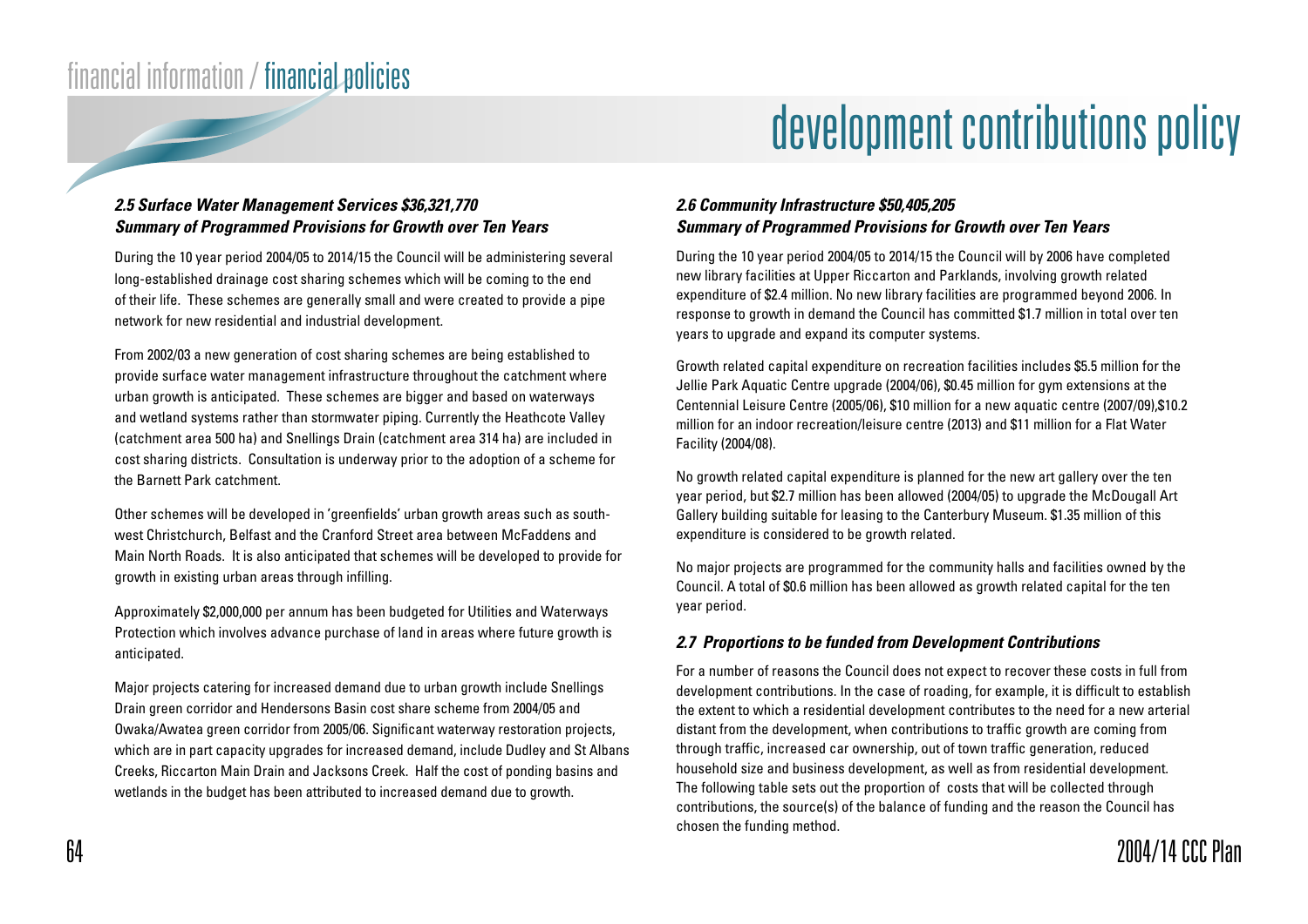# development contributions policy

### *2.5 Surface Water Management Services $36,321,770*
### *Summary of Programmed Provisions for Growth over Ten Years*

During the 10 year period 2004/05 to 2014/15 the Council will be administering several long-established drainage cost sharing schemes which will be coming to the end of their life. These schemes are generally small and were created to provide a pipe network for new residential and industrial development.

From 2002/03 a new generation of cost sharing schemes are being established to provide surface water management infrastructure throughout the catchment where urban growth is anticipated. These schemes are bigger and based on waterways and wetland systems rather than stormwater piping. Currently the Heathcote Valley (catchment area 500 ha) and Snellings Drain (catchment area 314 ha) are included in cost sharing districts. Consultation is underway prior to the adoption of a scheme for the Barnett Park catchment.

Other schemes will be developed in 'greenfields' urban growth areas such as south-west Christchurch, Belfast and the Cranford Street area between McFaddens and Main North Roads. It is also anticipated that schemes will be developed to provide for growth in existing urban areas through infilling.

Approximately $2,000,000 per annum has been budgeted for Utilities and Waterways Protection which involves advance purchase of land in areas where future growth is anticipated.

Major projects catering for increased demand due to urban growth include Snellings Drain green corridor and Hendersons Basin cost share scheme from 2004/05 and Owaka/Awatea green corridor from 2005/06. Significant waterway restoration projects, which are in part capacity upgrades for increased demand, include Dudley and St Albans Creeks, Riccarton Main Drain and Jacksons Creek. Half the cost of ponding basins and wetlands in the budget has been attributed to increased demand due to growth.

### *2.6 Community Infrastructure $50,405,205*
### *Summary of Programmed Provisions for Growth over Ten Years*

During the 10 year period 2004/05 to 2014/15 the Council will by 2006 have completed new library facilities at Upper Riccarton and Parklands, involving growth related expenditure of $2.4 million. No new library facilities are programmed beyond 2006. In response to growth in demand the Council has committed $1.7 million in total over ten years to upgrade and expand its computer systems.

Growth related capital expenditure on recreation facilities includes $5.5 million for the Jellie Park Aquatic Centre upgrade (2004/06), $0.45 million for gym extensions at the Centennial Leisure Centre (2005/06), $10 million for a new aquatic centre (2007/09),$10.2 million for an indoor recreation/leisure centre (2013) and $11 million for a Flat Water Facility (2004/08).

No growth related capital expenditure is planned for the new art gallery over the ten year period, but $2.7 million has been allowed (2004/05) to upgrade the McDougall Art Gallery building suitable for leasing to the Canterbury Museum. $1.35 million of this expenditure is considered to be growth related.

No major projects are programmed for the community halls and facilities owned by the Council. A total of $0.6 million has been allowed as growth related capital for the ten year period.

### *2.7 Proportions to be funded from Development Contributions*

For a number of reasons the Council does not expect to recover these costs in full from development contributions. In the case of roading, for example, it is difficult to establish the extent to which a residential development contributes to the need for a new arterial distant from the development, when contributions to traffic growth are coming from through traffic, increased car ownership, out of town traffic generation, reduced household size and business development, as well as from residential development. The following table sets out the proportion of costs that will be collected through contributions, the source(s) of the balance of funding and the reason the Council has chosen the funding method.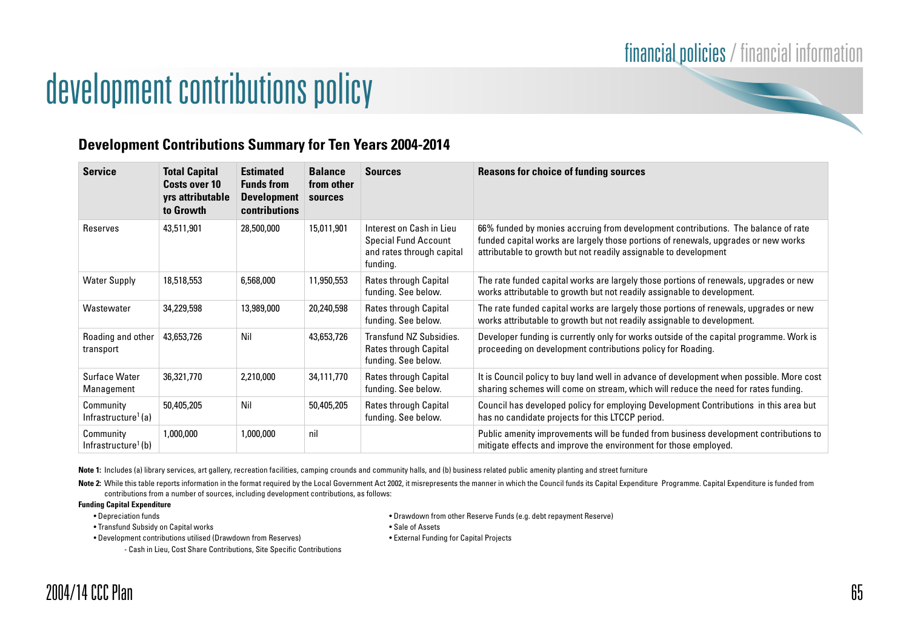# development contributions policy

## Development Contributions Summary for Ten Years 2004-2014

| Service | Total Capital Costs over 10 yrs attributable to Growth | Estimated Funds from Development contributions | Balance from other sources | Sources | Reasons for choice of funding sources |
|---|---|---|---|---|---|
| Reserves | 43,511,901 | 28,500,000 | 15,011,901 | Interest on Cash in Lieu Special Fund Account and rates through capital funding. | 66% funded by monies accruing from development contributions. The balance of rate funded capital works are largely those portions of renewals, upgrades or new works attributable to growth but not readily assignable to development |
| Water Supply | 18,518,553 | 6,568,000 | 11,950,553 | Rates through Capital funding. See below. | The rate funded capital works are largely those portions of renewals, upgrades or new works attributable to growth but not readily assignable to development. |
| Wastewater | 34,229,598 | 13,989,000 | 20,240,598 | Rates through Capital funding. See below. | The rate funded capital works are largely those portions of renewals, upgrades or new works attributable to growth but not readily assignable to development. |
| Roading and other transport | 43,653,726 | Nil | 43,653,726 | Transfund NZ Subsidies. Rates through Capital funding. See below. | Developer funding is currently only for works outside of the capital programme. Work is proceeding on development contributions policy for Roading. |
| Surface Water Management | 36,321,770 | 2,210,000 | 34,111,770 | Rates through Capital funding. See below. | It is Council policy to buy land well in advance of development when possible. More cost sharing schemes will come on stream, which will reduce the need for rates funding. |
| Community Infrastructure[1] (a) | 50,405,205 | Nil | 50,405,205 | Rates through Capital funding. See below. | Council has developed policy for employing Development Contributions in this area but has no candidate projects for this LTCCP period. |
| Community Infrastructure[1] (b) | 1,000,000 | 1,000,000 | nil | | Public amenity improvements will be funded from business development contributions to mitigate effects and improve the environment for those employed. |

**Note 1:** Includes (a) library services, art gallery, recreation facilities, camping crounds and community halls, and (b) business related public amenity planting and street furniture

**Note 2:** While this table reports information in the format required by the Local Government Act 2002, it misrepresents the manner in which the Council funds its Capital Expenditure Programme. Capital Expenditure is funded from contributions from a number of sources, including development contributions, as follows:

**Funding Capital Expenditure**

- Depreciation funds
- Transfund Subsidy on Capital works
- Development contributions utilised (Drawdown from Reserves)
  - Cash in Lieu, Cost Share Contributions, Site Specific Contributions
- Drawdown from other Reserve Funds (e.g. debt repayment Reserve)
- Sale of Assets
- External Funding for Capital Projects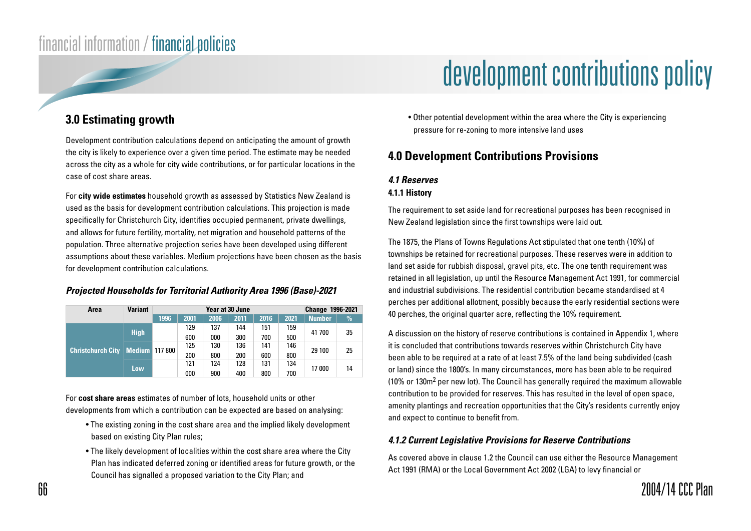# development contributions policy

## 3.0 Estimating growth

Development contribution calculations depend on anticipating the amount of growth the city is likely to experience over a given time period. The estimate may be needed across the city as a whole for city wide contributions, or for particular locations in the case of cost share areas.

For **city wide estimates** household growth as assessed by Statistics New Zealand is used as the basis for development contribution calculations. This projection is made specifically for Christchurch City, identifies occupied permanent, private dwellings, and allows for future fertility, mortality, net migration and household patterns of the population. Three alternative projection series have been developed using different assumptions about these variables. Medium projections have been chosen as the basis for development contribution calculations.

### *Projected Households for Territorial Authority Area 1996 (Base)-2021*

| Area | Variant | Year at 30 June | | | | | | Change 1996-2021 | |
|---|---|---|---|---|---|---|---|---|---|
| | | 1996 | 2001 | 2006 | 2011 | 2016 | 2021 | Number | % |
| Christchurch City | High | | 129 600 | 137 000 | 144 300 | 151 700 | 159 500 | 41 700 | 35 |
| | Medium | 117 800 | 125 200 | 130 800 | 136 200 | 141 600 | 146 800 | 29 100 | 25 |
| | Low | | 121 000 | 124 900 | 128 400 | 131 800 | 134 700 | 17 000 | 14 |

For **cost share areas** estimates of number of lots, household units or other developments from which a contribution can be expected are based on analysing:

- The existing zoning in the cost share area and the implied likely development based on existing City Plan rules;
- The likely development of localities within the cost share area where the City Plan has indicated deferred zoning or identified areas for future growth, or the Council has signalled a proposed variation to the City Plan; and
- Other potential development within the area where the City is experiencing pressure for re-zoning to more intensive land uses

## 4.0 Development Contributions Provisions

### *4.1 Reserves*

#### 4.1.1 History

The requirement to set aside land for recreational purposes has been recognised in New Zealand legislation since the first townships were laid out.

The 1875, the Plans of Towns Regulations Act stipulated that one tenth (10%) of townships be retained for recreational purposes. These reserves were in addition to land set aside for rubbish disposal, gravel pits, etc. The one tenth requirement was retained in all legislation, up until the Resource Management Act 1991, for commercial and industrial subdivisions. The residential contribution became standardised at 4 perches per additional allotment, possibly because the early residential sections were 40 perches, the original quarter acre, reflecting the 10% requirement.

A discussion on the history of reserve contributions is contained in Appendix 1, where it is concluded that contributions towards reserves within Christchurch City have been able to be required at a rate of at least 7.5% of the land being subdivided (cash or land) since the 1800's. In many circumstances, more has been able to be required (10% or 130m$^2$ per new lot). The Council has generally required the maximum allowable contribution to be provided for reserves. This has resulted in the level of open space, amenity plantings and recreation opportunities that the City's residents currently enjoy and expect to continue to benefit from.

#### *4.1.2 Current Legislative Provisions for Reserve Contributions*

As covered above in clause 1.2 the Council can use either the Resource Management Act 1991 (RMA) or the Local Government Act 2002 (LGA) to levy financial or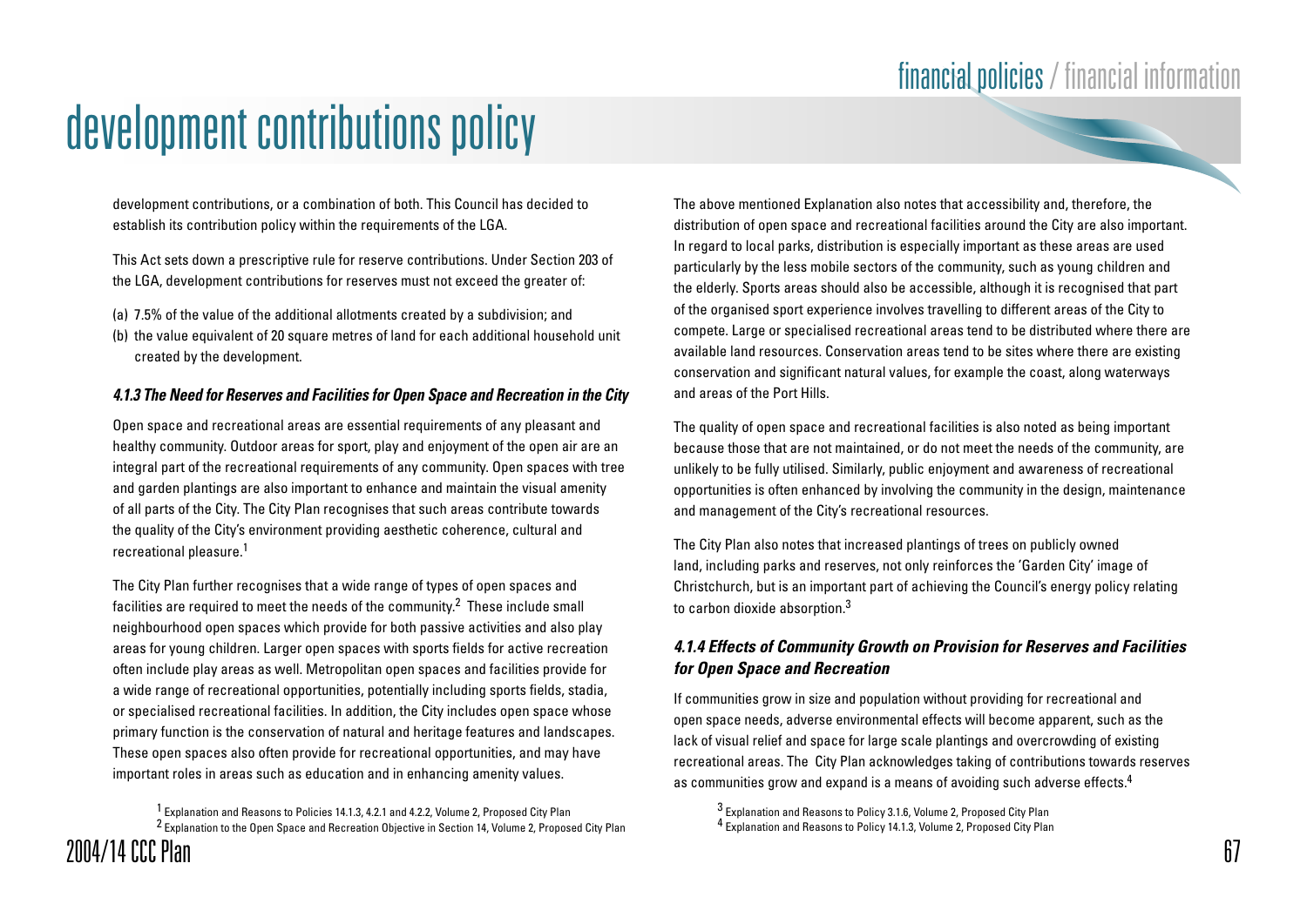development contributions, or a combination of both. This Council has decided to establish its contribution policy within the requirements of the LGA.

This Act sets down a prescriptive rule for reserve contributions. Under Section 203 of the LGA, development contributions for reserves must not exceed the greater of:

(a) 7.5% of the value of the additional allotments created by a subdivision; and
(b) the value equivalent of 20 square metres of land for each additional household unit created by the development.

#### *4.1.3 The Need for Reserves and Facilities for Open Space and Recreation in the City*

Open space and recreational areas are essential requirements of any pleasant and healthy community. Outdoor areas for sport, play and enjoyment of the open air are an integral part of the recreational requirements of any community. Open spaces with tree and garden plantings are also important to enhance and maintain the visual amenity of all parts of the City. The City Plan recognises that such areas contribute towards the quality of the City's environment providing aesthetic coherence, cultural and recreational pleasure.[1]

The City Plan further recognises that a wide range of types of open spaces and facilities are required to meet the needs of the community.[2] These include small neighbourhood open spaces which provide for both passive activities and also play areas for young children. Larger open spaces with sports fields for active recreation often include play areas as well. Metropolitan open spaces and facilities provide for a wide range of recreational opportunities, potentially including sports fields, stadia, or specialised recreational facilities. In addition, the City includes open space whose primary function is the conservation of natural and heritage features and landscapes. These open spaces also often provide for recreational opportunities, and may have important roles in areas such as education and in enhancing amenity values.

[1] Explanation and Reasons to Policies 14.1.3, 4.2.1 and 4.2.2, Volume 2, Proposed City Plan
[2] Explanation to the Open Space and Recreation Objective in Section 14, Volume 2, Proposed City Plan

The above mentioned Explanation also notes that accessibility and, therefore, the distribution of open space and recreational facilities around the City are also important. In regard to local parks, distribution is especially important as these areas are used particularly by the less mobile sectors of the community, such as young children and the elderly. Sports areas should also be accessible, although it is recognised that part of the organised sport experience involves travelling to different areas of the City to compete. Large or specialised recreational areas tend to be distributed where there are available land resources. Conservation areas tend to be sites where there are existing conservation and significant natural values, for example the coast, along waterways and areas of the Port Hills.

The quality of open space and recreational facilities is also noted as being important because those that are not maintained, or do not meet the needs of the community, are unlikely to be fully utilised. Similarly, public enjoyment and awareness of recreational opportunities is often enhanced by involving the community in the design, maintenance and management of the City's recreational resources.

The City Plan also notes that increased plantings of trees on publicly owned land, including parks and reserves, not only reinforces the 'Garden City' image of Christchurch, but is an important part of achieving the Council's energy policy relating to carbon dioxide absorption.[3]

#### *4.1.4 Effects of Community Growth on Provision for Reserves and Facilities for Open Space and Recreation*

If communities grow in size and population without providing for recreational and open space needs, adverse environmental effects will become apparent, such as the lack of visual relief and space for large scale plantings and overcrowding of existing recreational areas. The City Plan acknowledges taking of contributions towards reserves as communities grow and expand is a means of avoiding such adverse effects.[4]

[3] Explanation and Reasons to Policy 3.1.6, Volume 2, Proposed City Plan
[4] Explanation and Reasons to Policy 14.1.3, Volume 2, Proposed City Plan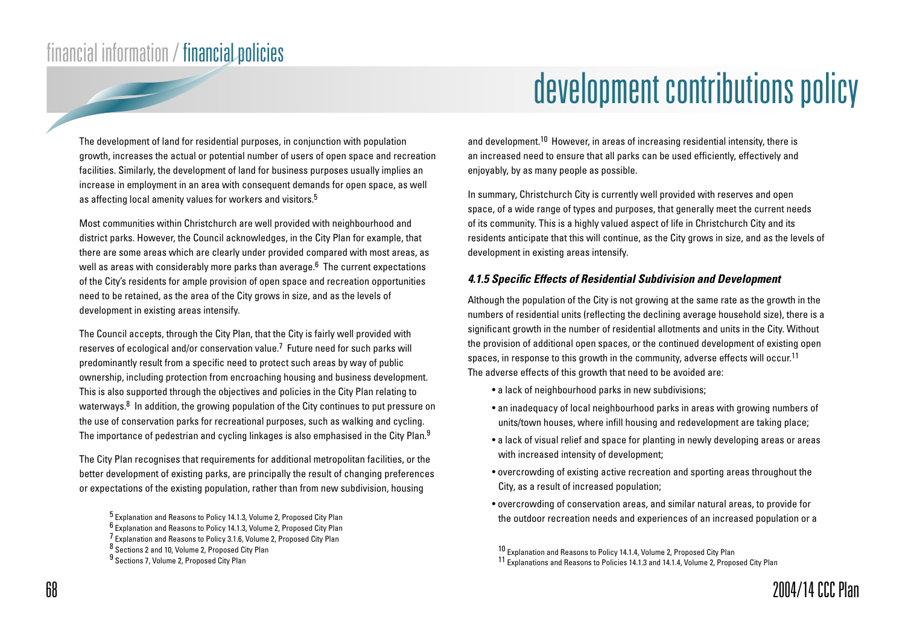The development of land for residential purposes, in conjunction with population growth, increases the actual or potential number of users of open space and recreation facilities. Similarly, the development of land for business purposes usually implies an increase in employment in an area with consequent demands for open space, as well as affecting local amenity values for workers and visitors.[5]

Most communities within Christchurch are well provided with neighbourhood and district parks. However, the Council acknowledges, in the City Plan for example, that there are some areas which are clearly under provided compared with most areas, as well as areas with considerably more parks than average.[6] The current expectations of the City's residents for ample provision of open space and recreation opportunities need to be retained, as the area of the City grows in size, and as the levels of development in existing areas intensify.

The Council accepts, through the City Plan, that the City is fairly well provided with reserves of ecological and/or conservation value.[7] Future need for such parks will predominantly result from a specific need to protect such areas by way of public ownership, including protection from encroaching housing and business development. This is also supported through the objectives and policies in the City Plan relating to waterways.[8] In addition, the growing population of the City continues to put pressure on the use of conservation parks for recreational purposes, such as walking and cycling. The importance of pedestrian and cycling linkages is also emphasised in the City Plan.[9]

The City Plan recognises that requirements for additional metropolitan facilities, or the better development of existing parks, are principally the result of changing preferences or expectations of the existing population, rather than from new subdivision, housing and development.[10] However, in areas of increasing residential intensity, there is an increased need to ensure that all parks can be used efficiently, effectively and enjoyably, by as many people as possible.

In summary, Christchurch City is currently well provided with reserves and open space, of a wide range of types and purposes, that generally meet the current needs of its community. This is a highly valued aspect of life in Christchurch City and its residents anticipate that this will continue, as the City grows in size, and as the levels of development in existing areas intensify.

#### *4.1.5 Specific Effects of Residential Subdivision and Development*

Although the population of the City is not growing at the same rate as the growth in the numbers of residential units (reflecting the declining average household size), there is a significant growth in the number of residential allotments and units in the City. Without the provision of additional open spaces, or the continued development of existing open spaces, in response to this growth in the community, adverse effects will occur.[11] The adverse effects of this growth that need to be avoided are:

- a lack of neighbourhood parks in new subdivisions;
- an inadequacy of local neighbourhood parks in areas with growing numbers of units/town houses, where infill housing and redevelopment are taking place;
- a lack of visual relief and space for planting in newly developing areas or areas with increased intensity of development;
- overcrowding of existing active recreation and sporting areas throughout the City, as a result of increased population;
- overcrowding of conservation areas, and similar natural areas, to provide for the outdoor recreation needs and experiences of an increased population or a

[5] Explanation and Reasons to Policy 14.1.3, Volume 2, Proposed City Plan
[6] Explanation and Reasons to Policy 14.1.3, Volume 2, Proposed City Plan
[7] Explanation and Reasons to Policy 3.1.6, Volume 2, Proposed City Plan
[8] Sections 2 and 10, Volume 2, Proposed City Plan
[9] Sections 7, Volume 2, Proposed City Plan
[10] Explanation and Reasons to Policy 14.1.4, Volume 2, Proposed City Plan
[11] Explanations and Reasons to Policies 14.1.3 and 14.1.4, Volume 2, Proposed City Plan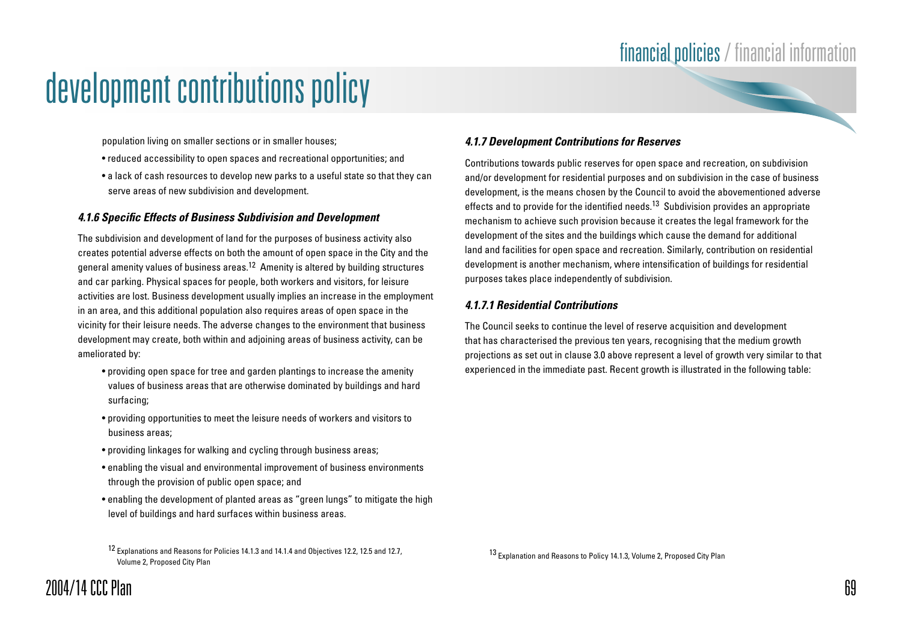population living on smaller sections or in smaller houses;

- reduced accessibility to open spaces and recreational opportunities; and
- a lack of cash resources to develop new parks to a useful state so that they can serve areas of new subdivision and development.

#### *4.1.6 Specific Effects of Business Subdivision and Development*

The subdivision and development of land for the purposes of business activity also creates potential adverse effects on both the amount of open space in the City and the general amenity values of business areas.[12] Amenity is altered by building structures and car parking. Physical spaces for people, both workers and visitors, for leisure activities are lost. Business development usually implies an increase in the employment in an area, and this additional population also requires areas of open space in the vicinity for their leisure needs. The adverse changes to the environment that business development may create, both within and adjoining areas of business activity, can be ameliorated by:

- providing open space for tree and garden plantings to increase the amenity values of business areas that are otherwise dominated by buildings and hard surfacing;
- providing opportunities to meet the leisure needs of workers and visitors to business areas;
- providing linkages for walking and cycling through business areas;
- enabling the visual and environmental improvement of business environments through the provision of public open space; and
- enabling the development of planted areas as "green lungs" to mitigate the high level of buildings and hard surfaces within business areas.

[12] Explanations and Reasons for Policies 14.1.3 and 14.1.4 and Objectives 12.2, 12.5 and 12.7, Volume 2, Proposed City Plan

#### *4.1.7 Development Contributions for Reserves*

Contributions towards public reserves for open space and recreation, on subdivision and/or development for residential purposes and on subdivision in the case of business development, is the means chosen by the Council to avoid the abovementioned adverse effects and to provide for the identified needs.[13] Subdivision provides an appropriate mechanism to achieve such provision because it creates the legal framework for the development of the sites and the buildings which cause the demand for additional land and facilities for open space and recreation. Similarly, contribution on residential development is another mechanism, where intensification of buildings for residential purposes takes place independently of subdivision.

#### *4.1.7.1 Residential Contributions*

The Council seeks to continue the level of reserve acquisition and development that has characterised the previous ten years, recognising that the medium growth projections as set out in clause 3.0 above represent a level of growth very similar to that experienced in the immediate past. Recent growth is illustrated in the following table:

[13] Explanation and Reasons to Policy 14.1.3, Volume 2, Proposed City Plan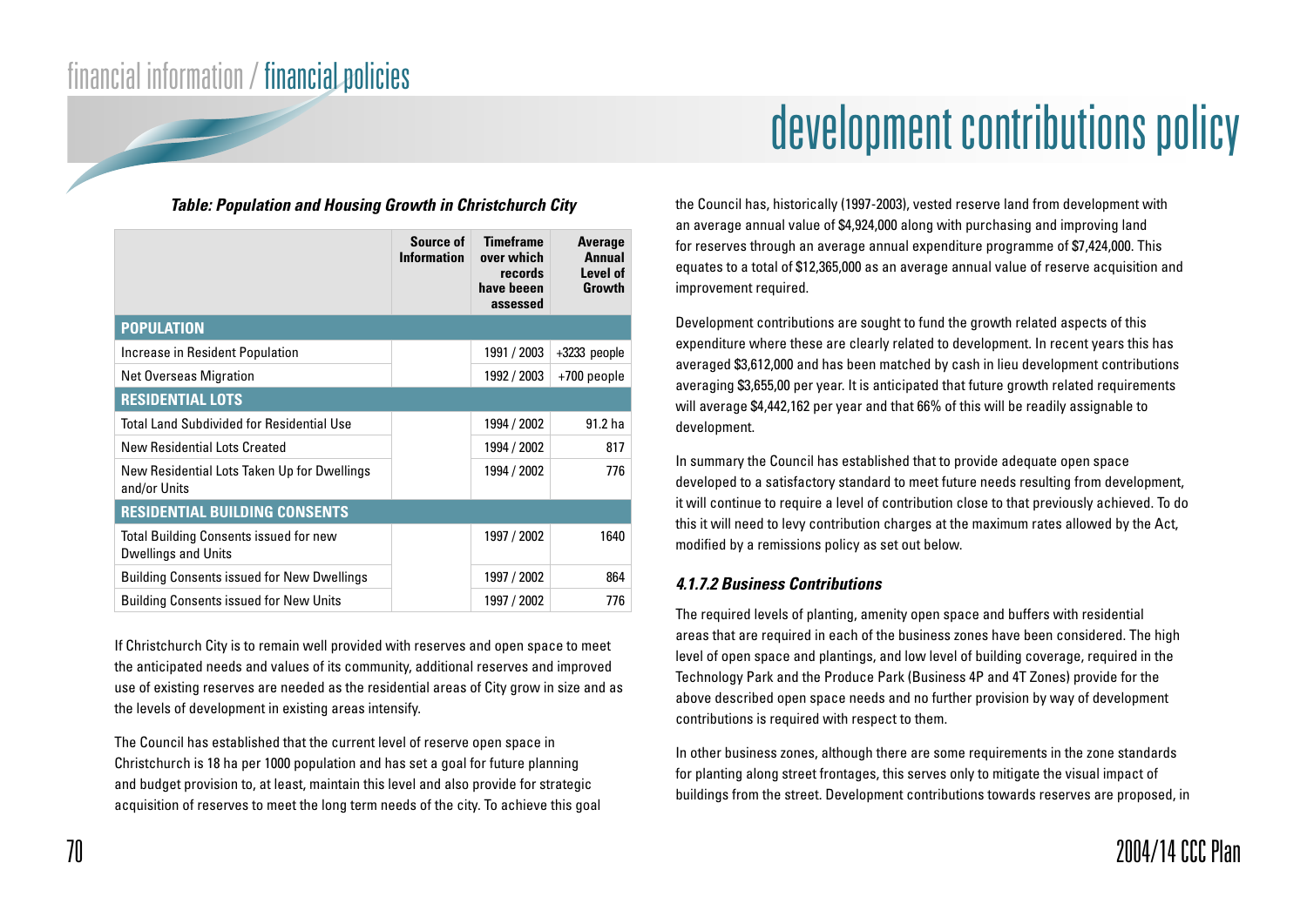# development contributions policy

***Table: Population and Housing Growth in Christchurch City***

| | Source of Information | Timeframe over which records have beeen assessed | Average Annual Level of Growth |
|---|---|---|---|
| **POPULATION** | | | |
| Increase in Resident Population | | 1991 / 2003 | +3233 people |
| Net Overseas Migration | | 1992 / 2003 | +700 people |
| **RESIDENTIAL LOTS** | | | |
| Total Land Subdivided for Residential Use | | 1994 / 2002 | 91.2 ha |
| New Residential Lots Created | | 1994 / 2002 | 817 |
| New Residential Lots Taken Up for Dwellings and/or Units | | 1994 / 2002 | 776 |
| **RESIDENTIAL BUILDING CONSENTS** | | | |
| Total Building Consents issued for new Dwellings and Units | | 1997 / 2002 | 1640 |
| Building Consents issued for New Dwellings | | 1997 / 2002 | 864 |
| Building Consents issued for New Units | | 1997 / 2002 | 776 |

If Christchurch City is to remain well provided with reserves and open space to meet the anticipated needs and values of its community, additional reserves and improved use of existing reserves are needed as the residential areas of City grow in size and as the levels of development in existing areas intensify.

The Council has established that the current level of reserve open space in Christchurch is 18 ha per 1000 population and has set a goal for future planning and budget provision to, at least, maintain this level and also provide for strategic acquisition of reserves to meet the long term needs of the city. To achieve this goal the Council has, historically (1997-2003), vested reserve land from development with an average annual value of $4,924,000 along with purchasing and improving land for reserves through an average annual expenditure programme of $7,424,000. This equates to a total of $12,365,000 as an average annual value of reserve acquisition and improvement required.

Development contributions are sought to fund the growth related aspects of this expenditure where these are clearly related to development. In recent years this has averaged $3,612,000 and has been matched by cash in lieu development contributions averaging $3,655,00 per year. It is anticipated that future growth related requirements will average $4,442,162 per year and that 66% of this will be readily assignable to development.

In summary the Council has established that to provide adequate open space developed to a satisfactory standard to meet future needs resulting from development, it will continue to require a level of contribution close to that previously achieved. To do this it will need to levy contribution charges at the maximum rates allowed by the Act, modified by a remissions policy as set out below.

### *4.1.7.2 Business Contributions*

The required levels of planting, amenity open space and buffers with residential areas that are required in each of the business zones have been considered. The high level of open space and plantings, and low level of building coverage, required in the Technology Park and the Produce Park (Business 4P and 4T Zones) provide for the above described open space needs and no further provision by way of development contributions is required with respect to them.

In other business zones, although there are some requirements in the zone standards for planting along street frontages, this serves only to mitigate the visual impact of buildings from the street. Development contributions towards reserves are proposed, in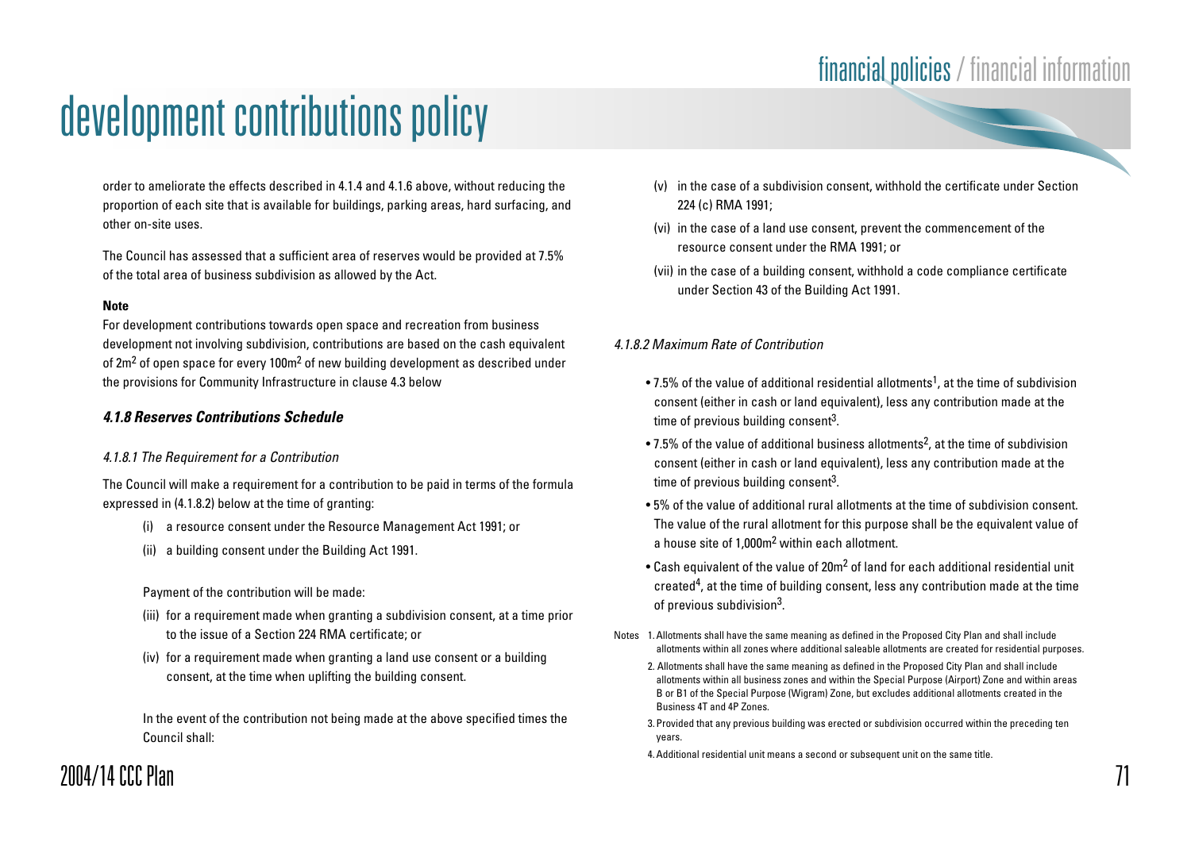order to ameliorate the effects described in 4.1.4 and 4.1.6 above, without reducing the proportion of each site that is available for buildings, parking areas, hard surfacing, and other on-site uses.

The Council has assessed that a sufficient area of reserves would be provided at 7.5% of the total area of business subdivision as allowed by the Act.

**Note**

For development contributions towards open space and recreation from business development not involving subdivision, contributions are based on the cash equivalent of $2m^2$ of open space for every $100m^2$ of new building development as described under the provisions for Community Infrastructure in clause 4.3 below

### *4.1.8 Reserves Contributions Schedule*

*4.1.8.1 The Requirement for a Contribution*

The Council will make a requirement for a contribution to be paid in terms of the formula expressed in (4.1.8.2) below at the time of granting:

(i) a resource consent under the Resource Management Act 1991; or

(ii) a building consent under the Building Act 1991.

Payment of the contribution will be made:

(iii) for a requirement made when granting a subdivision consent, at a time prior to the issue of a Section 224 RMA certificate; or

(iv) for a requirement made when granting a land use consent or a building consent, at the time when uplifting the building consent.

In the event of the contribution not being made at the above specified times the Council shall:

(v) in the case of a subdivision consent, withhold the certificate under Section 224 (c) RMA 1991;

(vi) in the case of a land use consent, prevent the commencement of the resource consent under the RMA 1991; or

(vii) in the case of a building consent, withhold a code compliance certificate under Section 43 of the Building Act 1991.

*4.1.8.2 Maximum Rate of Contribution*

- 7.5% of the value of additional residential allotments[1], at the time of subdivision consent (either in cash or land equivalent), less any contribution made at the time of previous building consent[3].
- 7.5% of the value of additional business allotments[2], at the time of subdivision consent (either in cash or land equivalent), less any contribution made at the time of previous building consent[3].
- 5% of the value of additional rural allotments at the time of subdivision consent. The value of the rural allotment for this purpose shall be the equivalent value of a house site of $1,000m^2$ within each allotment.
- Cash equivalent of the value of $20m^2$ of land for each additional residential unit created[4], at the time of building consent, less any contribution made at the time of previous subdivision[3].

Notes

1. Allotments shall have the same meaning as defined in the Proposed City Plan and shall include allotments within all zones where additional saleable allotments are created for residential purposes.
2. Allotments shall have the same meaning as defined in the Proposed City Plan and shall include allotments within all business zones and within the Special Purpose (Airport) Zone and within areas B or B1 of the Special Purpose (Wigram) Zone, but excludes additional allotments created in the Business 4T and 4P Zones.
3. Provided that any previous building was erected or subdivision occurred within the preceding ten years.
4. Additional residential unit means a second or subsequent unit on the same title.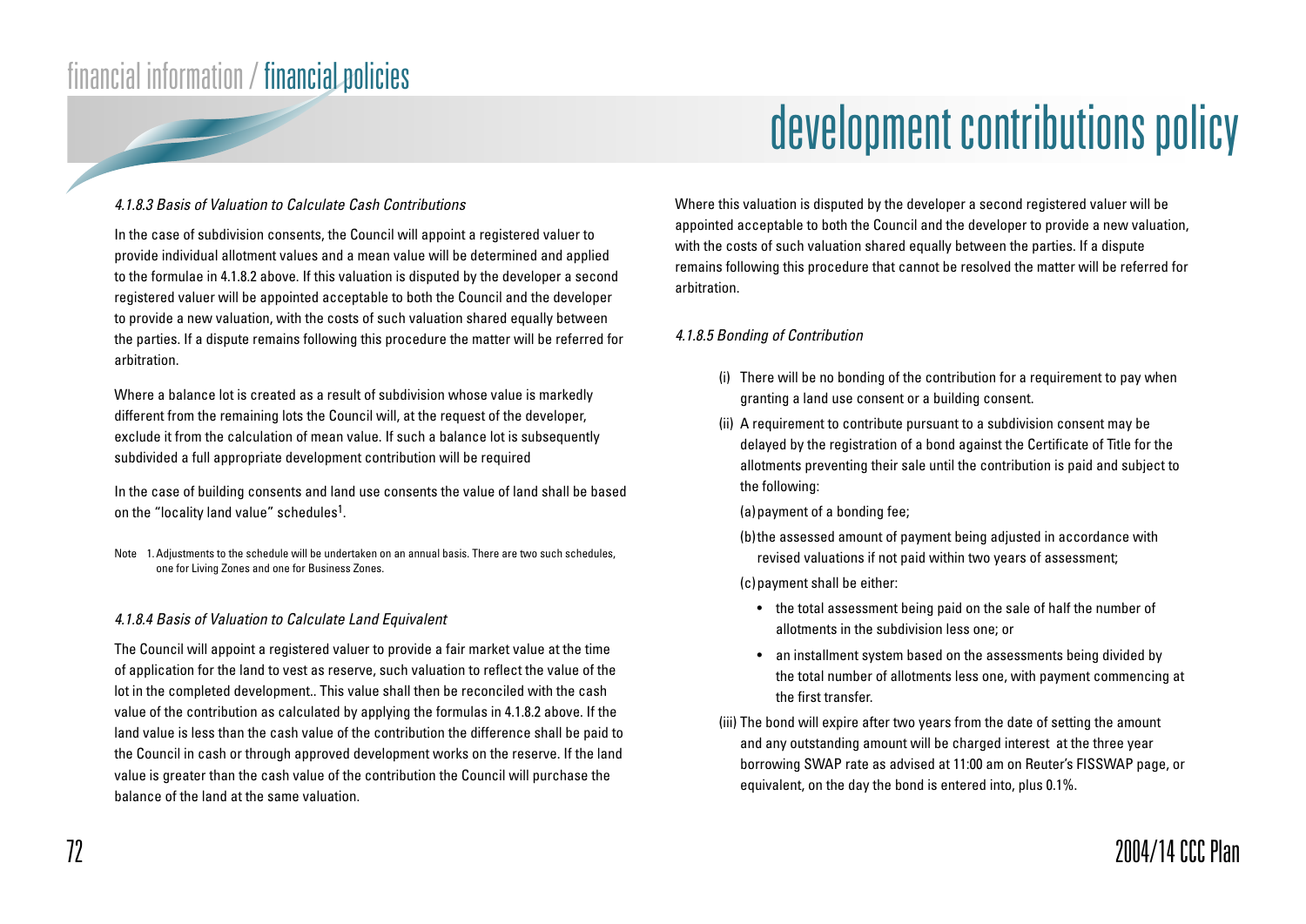#### *4.1.8.3 Basis of Valuation to Calculate Cash Contributions*

In the case of subdivision consents, the Council will appoint a registered valuer to provide individual allotment values and a mean value will be determined and applied to the formulae in 4.1.8.2 above. If this valuation is disputed by the developer a second registered valuer will be appointed acceptable to both the Council and the developer to provide a new valuation, with the costs of such valuation shared equally between the parties. If a dispute remains following this procedure the matter will be referred for arbitration.

Where a balance lot is created as a result of subdivision whose value is markedly different from the remaining lots the Council will, at the request of the developer, exclude it from the calculation of mean value. If such a balance lot is subsequently subdivided a full appropriate development contribution will be required

In the case of building consents and land use consents the value of land shall be based on the "locality land value" schedules[1].

Note 1. Adjustments to the schedule will be undertaken on an annual basis. There are two such schedules, one for Living Zones and one for Business Zones.

#### *4.1.8.4 Basis of Valuation to Calculate Land Equivalent*

The Council will appoint a registered valuer to provide a fair market value at the time of application for the land to vest as reserve, such valuation to reflect the value of the lot in the completed development.. This value shall then be reconciled with the cash value of the contribution as calculated by applying the formulas in 4.1.8.2 above. If the land value is less than the cash value of the contribution the difference shall be paid to the Council in cash or through approved development works on the reserve. If the land value is greater than the cash value of the contribution the Council will purchase the balance of the land at the same valuation.

Where this valuation is disputed by the developer a second registered valuer will be appointed acceptable to both the Council and the developer to provide a new valuation, with the costs of such valuation shared equally between the parties. If a dispute remains following this procedure that cannot be resolved the matter will be referred for arbitration.

#### *4.1.8.5 Bonding of Contribution*

(i) There will be no bonding of the contribution for a requirement to pay when granting a land use consent or a building consent.

(ii) A requirement to contribute pursuant to a subdivision consent may be delayed by the registration of a bond against the Certificate of Title for the allotments preventing their sale until the contribution is paid and subject to the following:

(a) payment of a bonding fee;

(b) the assessed amount of payment being adjusted in accordance with revised valuations if not paid within two years of assessment;

(c) payment shall be either:

- the total assessment being paid on the sale of half the number of allotments in the subdivision less one; or
- an installment system based on the assessments being divided by the total number of allotments less one, with payment commencing at the first transfer.

(iii) The bond will expire after two years from the date of setting the amount and any outstanding amount will be charged interest at the three year borrowing SWAP rate as advised at 11:00 am on Reuter's FISSWAP page, or equivalent, on the day the bond is entered into, plus 0.1%.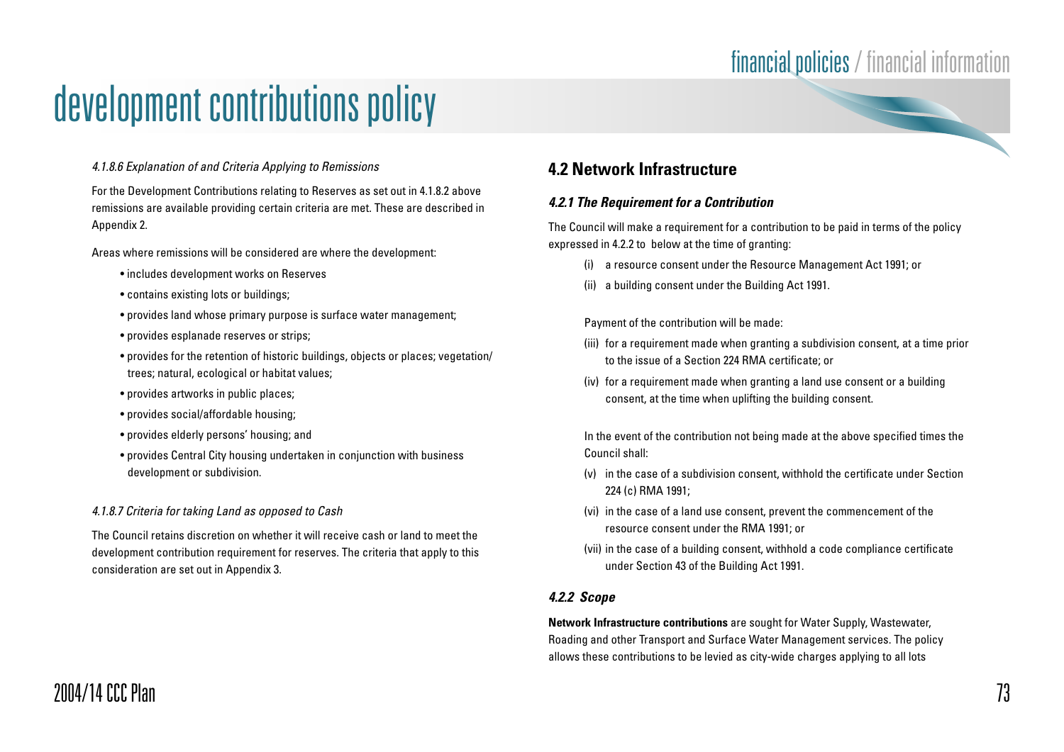# development contributions policy

*4.1.8.6 Explanation of and Criteria Applying to Remissions*

For the Development Contributions relating to Reserves as set out in 4.1.8.2 above remissions are available providing certain criteria are met. These are described in Appendix 2.

Areas where remissions will be considered are where the development:

- includes development works on Reserves
- contains existing lots or buildings;
- provides land whose primary purpose is surface water management;
- provides esplanade reserves or strips;
- provides for the retention of historic buildings, objects or places; vegetation/ trees; natural, ecological or habitat values;
- provides artworks in public places;
- provides social/affordable housing;
- provides elderly persons' housing; and
- provides Central City housing undertaken in conjunction with business development or subdivision.

*4.1.8.7 Criteria for taking Land as opposed to Cash*

The Council retains discretion on whether it will receive cash or land to meet the development contribution requirement for reserves. The criteria that apply to this consideration are set out in Appendix 3.

## 4.2 Network Infrastructure

### *4.2.1 The Requirement for a Contribution*

The Council will make a requirement for a contribution to be paid in terms of the policy expressed in 4.2.2 to below at the time of granting:

(i) a resource consent under the Resource Management Act 1991; or

(ii) a building consent under the Building Act 1991.

Payment of the contribution will be made:

(iii) for a requirement made when granting a subdivision consent, at a time prior to the issue of a Section 224 RMA certificate; or

(iv) for a requirement made when granting a land use consent or a building consent, at the time when uplifting the building consent.

In the event of the contribution not being made at the above specified times the Council shall:

(v) in the case of a subdivision consent, withhold the certificate under Section 224 (c) RMA 1991;

(vi) in the case of a land use consent, prevent the commencement of the resource consent under the RMA 1991; or

(vii) in the case of a building consent, withhold a code compliance certificate under Section 43 of the Building Act 1991.

### *4.2.2 Scope*

**Network Infrastructure contributions** are sought for Water Supply, Wastewater, Roading and other Transport and Surface Water Management services. The policy allows these contributions to be levied as city-wide charges applying to all lots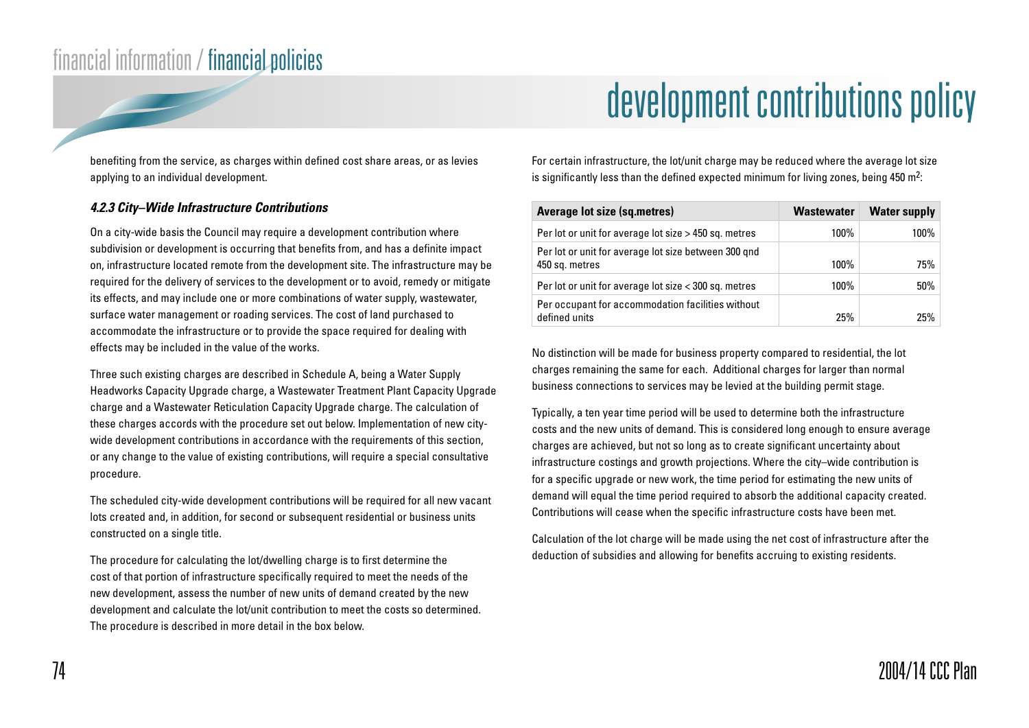benefiting from the service, as charges within defined cost share areas, or as levies applying to an individual development.

#### *4.2.3 City–Wide Infrastructure Contributions*

On a city-wide basis the Council may require a development contribution where subdivision or development is occurring that benefits from, and has a definite impact on, infrastructure located remote from the development site. The infrastructure may be required for the delivery of services to the development or to avoid, remedy or mitigate its effects, and may include one or more combinations of water supply, wastewater, surface water management or roading services. The cost of land purchased to accommodate the infrastructure or to provide the space required for dealing with effects may be included in the value of the works.

Three such existing charges are described in Schedule A, being a Water Supply Headworks Capacity Upgrade charge, a Wastewater Treatment Plant Capacity Upgrade charge and a Wastewater Reticulation Capacity Upgrade charge. The calculation of these charges accords with the procedure set out below. Implementation of new city-wide development contributions in accordance with the requirements of this section, or any change to the value of existing contributions, will require a special consultative procedure.

The scheduled city-wide development contributions will be required for all new vacant lots created and, in addition, for second or subsequent residential or business units constructed on a single title.

The procedure for calculating the lot/dwelling charge is to first determine the cost of that portion of infrastructure specifically required to meet the needs of the new development, assess the number of new units of demand created by the new development and calculate the lot/unit contribution to meet the costs so determined. The procedure is described in more detail in the box below.

For certain infrastructure, the lot/unit charge may be reduced where the average lot size is significantly less than the defined expected minimum for living zones, being 450 m$^2$:

| Average lot size (sq.metres) | Wastewater | Water supply |
|---|---|---|
| Per lot or unit for average lot size > 450 sq. metres | 100% | 100% |
| Per lot or unit for average lot size between 300 qnd 450 sq. metres | 100% | 75% |
| Per lot or unit for average lot size < 300 sq. metres | 100% | 50% |
| Per occupant for accommodation facilities without defined units | 25% | 25% |

No distinction will be made for business property compared to residential, the lot charges remaining the same for each. Additional charges for larger than normal business connections to services may be levied at the building permit stage.

Typically, a ten year time period will be used to determine both the infrastructure costs and the new units of demand. This is considered long enough to ensure average charges are achieved, but not so long as to create significant uncertainty about infrastructure costings and growth projections. Where the city–wide contribution is for a specific upgrade or new work, the time period for estimating the new units of demand will equal the time period required to absorb the additional capacity created. Contributions will cease when the specific infrastructure costs have been met.

Calculation of the lot charge will be made using the net cost of infrastructure after the deduction of subsidies and allowing for benefits accruing to existing residents.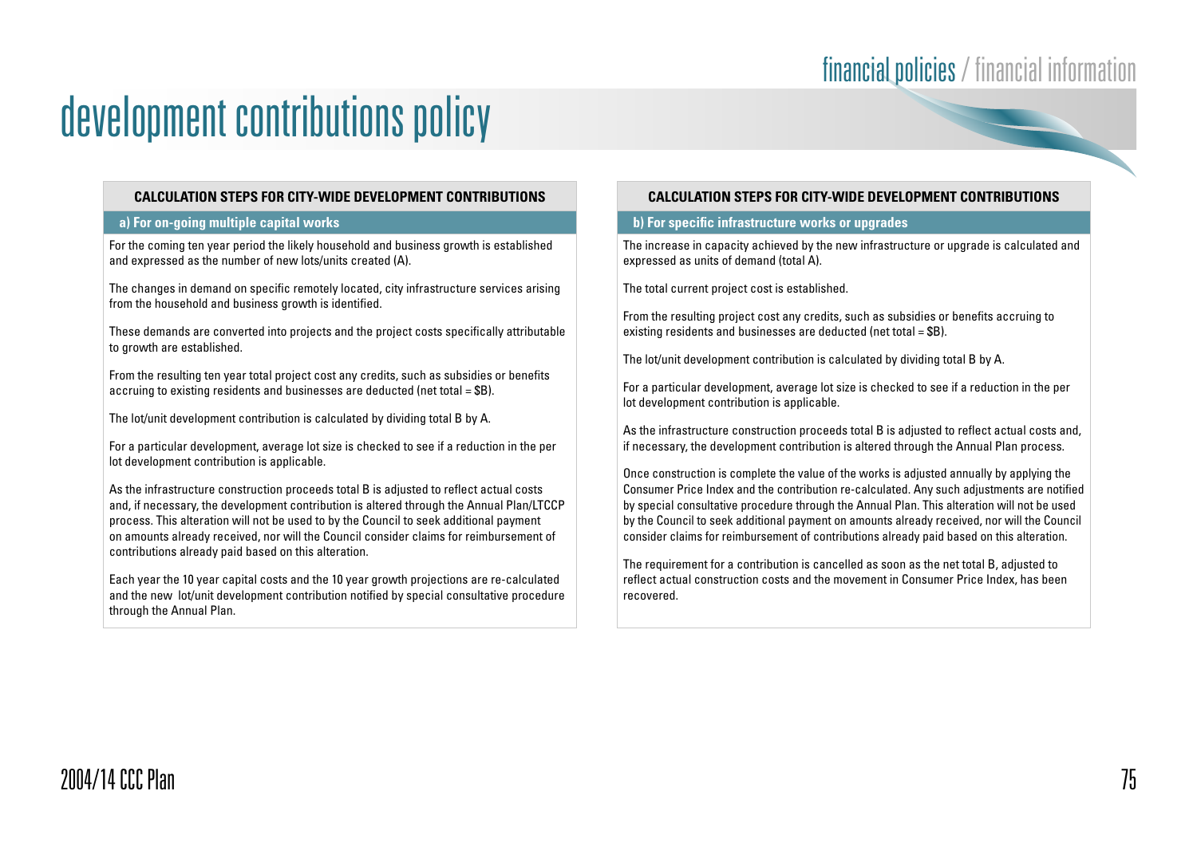# development contributions policy

## CALCULATION STEPS FOR CITY-WIDE DEVELOPMENT CONTRIBUTIONS

### a) For on-going multiple capital works

For the coming ten year period the likely household and business growth is established and expressed as the number of new lots/units created (A).

The changes in demand on specific remotely located, city infrastructure services arising from the household and business growth is identified.

These demands are converted into projects and the project costs specifically attributable to growth are established.

From the resulting ten year total project cost any credits, such as subsidies or benefits accruing to existing residents and businesses are deducted (net total = $B).

The lot/unit development contribution is calculated by dividing total B by A.

For a particular development, average lot size is checked to see if a reduction in the per lot development contribution is applicable.

As the infrastructure construction proceeds total B is adjusted to reflect actual costs and, if necessary, the development contribution is altered through the Annual Plan/LTCCP process. This alteration will not be used to by the Council to seek additional payment on amounts already received, nor will the Council consider claims for reimbursement of contributions already paid based on this alteration.

Each year the 10 year capital costs and the 10 year growth projections are re-calculated and the new lot/unit development contribution notified by special consultative procedure through the Annual Plan.

## CALCULATION STEPS FOR CITY-WIDE DEVELOPMENT CONTRIBUTIONS

### b) For specific infrastructure works or upgrades

The increase in capacity achieved by the new infrastructure or upgrade is calculated and expressed as units of demand (total A).

The total current project cost is established.

From the resulting project cost any credits, such as subsidies or benefits accruing to existing residents and businesses are deducted (net total = $B).

The lot/unit development contribution is calculated by dividing total B by A.

For a particular development, average lot size is checked to see if a reduction in the per lot development contribution is applicable.

As the infrastructure construction proceeds total B is adjusted to reflect actual costs and, if necessary, the development contribution is altered through the Annual Plan process.

Once construction is complete the value of the works is adjusted annually by applying the Consumer Price Index and the contribution re-calculated. Any such adjustments are notified by special consultative procedure through the Annual Plan. This alteration will not be used by the Council to seek additional payment on amounts already received, nor will the Council consider claims for reimbursement of contributions already paid based on this alteration.

The requirement for a contribution is cancelled as soon as the net total B, adjusted to reflect actual construction costs and the movement in Consumer Price Index, has been recovered.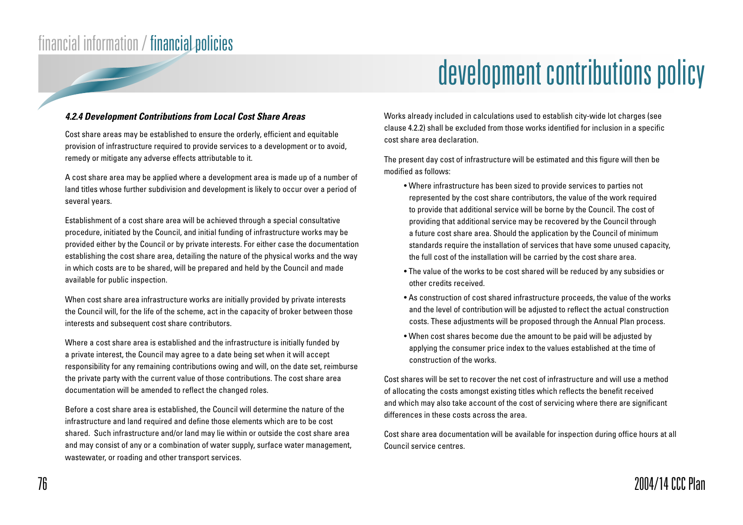# development contributions policy

#### *4.2.4 Development Contributions from Local Cost Share Areas*

Cost share areas may be established to ensure the orderly, efficient and equitable provision of infrastructure required to provide services to a development or to avoid, remedy or mitigate any adverse effects attributable to it.

A cost share area may be applied where a development area is made up of a number of land titles whose further subdivision and development is likely to occur over a period of several years.

Establishment of a cost share area will be achieved through a special consultative procedure, initiated by the Council, and initial funding of infrastructure works may be provided either by the Council or by private interests. For either case the documentation establishing the cost share area, detailing the nature of the physical works and the way in which costs are to be shared, will be prepared and held by the Council and made available for public inspection.

When cost share area infrastructure works are initially provided by private interests the Council will, for the life of the scheme, act in the capacity of broker between those interests and subsequent cost share contributors.

Where a cost share area is established and the infrastructure is initially funded by a private interest, the Council may agree to a date being set when it will accept responsibility for any remaining contributions owing and will, on the date set, reimburse the private party with the current value of those contributions. The cost share area documentation will be amended to reflect the changed roles.

Before a cost share area is established, the Council will determine the nature of the infrastructure and land required and define those elements which are to be cost shared. Such infrastructure and/or land may lie within or outside the cost share area and may consist of any or a combination of water supply, surface water management, wastewater, or roading and other transport services.

Works already included in calculations used to establish city-wide lot charges (see clause 4.2.2) shall be excluded from those works identified for inclusion in a specific cost share area declaration.

The present day cost of infrastructure will be estimated and this figure will then be modified as follows:

- Where infrastructure has been sized to provide services to parties not represented by the cost share contributors, the value of the work required to provide that additional service will be borne by the Council. The cost of providing that additional service may be recovered by the Council through a future cost share area. Should the application by the Council of minimum standards require the installation of services that have some unused capacity, the full cost of the installation will be carried by the cost share area.
- The value of the works to be cost shared will be reduced by any subsidies or other credits received.
- As construction of cost shared infrastructure proceeds, the value of the works and the level of contribution will be adjusted to reflect the actual construction costs. These adjustments will be proposed through the Annual Plan process.
- When cost shares become due the amount to be paid will be adjusted by applying the consumer price index to the values established at the time of construction of the works.

Cost shares will be set to recover the net cost of infrastructure and will use a method of allocating the costs amongst existing titles which reflects the benefit received and which may also take account of the cost of servicing where there are significant differences in these costs across the area.

Cost share area documentation will be available for inspection during office hours at all Council service centres.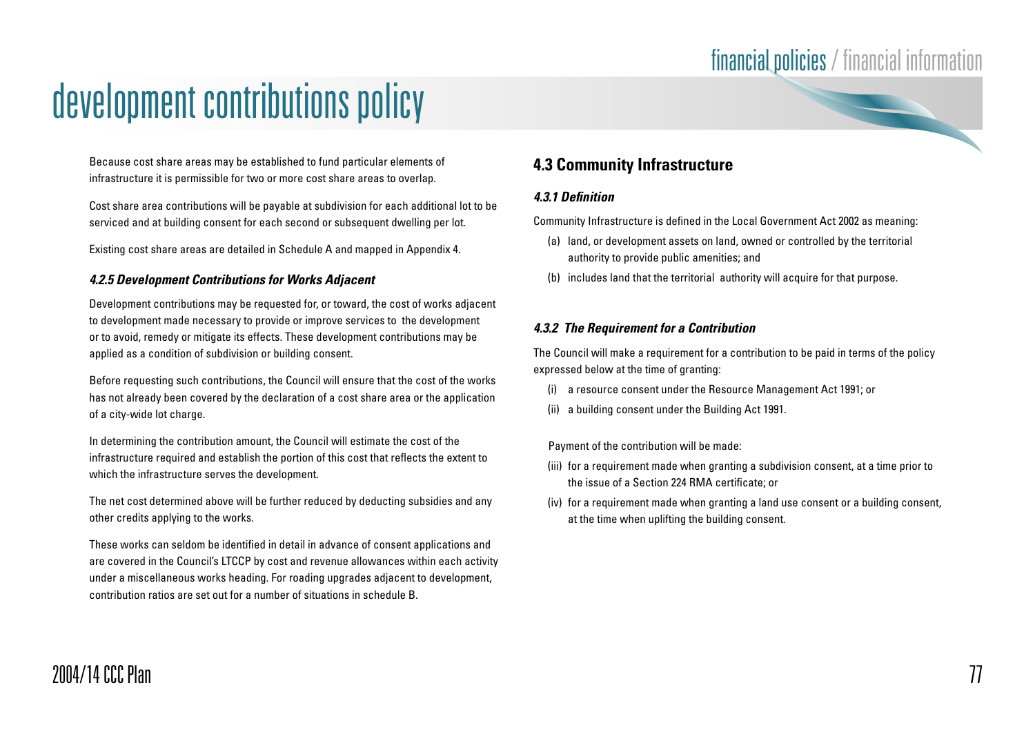Because cost share areas may be established to fund particular elements of infrastructure it is permissible for two or more cost share areas to overlap.

Cost share area contributions will be payable at subdivision for each additional lot to be serviced and at building consent for each second or subsequent dwelling per lot.

Existing cost share areas are detailed in Schedule A and mapped in Appendix 4.

#### *4.2.5 Development Contributions for Works Adjacent*

Development contributions may be requested for, or toward, the cost of works adjacent to development made necessary to provide or improve services to the development or to avoid, remedy or mitigate its effects. These development contributions may be applied as a condition of subdivision or building consent.

Before requesting such contributions, the Council will ensure that the cost of the works has not already been covered by the declaration of a cost share area or the application of a city-wide lot charge.

In determining the contribution amount, the Council will estimate the cost of the infrastructure required and establish the portion of this cost that reflects the extent to which the infrastructure serves the development.

The net cost determined above will be further reduced by deducting subsidies and any other credits applying to the works.

These works can seldom be identified in detail in advance of consent applications and are covered in the Council's LTCCP by cost and revenue allowances within each activity under a miscellaneous works heading. For roading upgrades adjacent to development, contribution ratios are set out for a number of situations in schedule B.

### 4.3 Community Infrastructure

#### *4.3.1 Definition*

Community Infrastructure is defined in the Local Government Act 2002 as meaning:

(a) land, or development assets on land, owned or controlled by the territorial authority to provide public amenities; and
(b) includes land that the territorial authority will acquire for that purpose.

#### *4.3.2 The Requirement for a Contribution*

The Council will make a requirement for a contribution to be paid in terms of the policy expressed below at the time of granting:

(i) a resource consent under the Resource Management Act 1991; or
(ii) a building consent under the Building Act 1991.

Payment of the contribution will be made:

(iii) for a requirement made when granting a subdivision consent, at a time prior to the issue of a Section 224 RMA certificate; or
(iv) for a requirement made when granting a land use consent or a building consent, at the time when uplifting the building consent.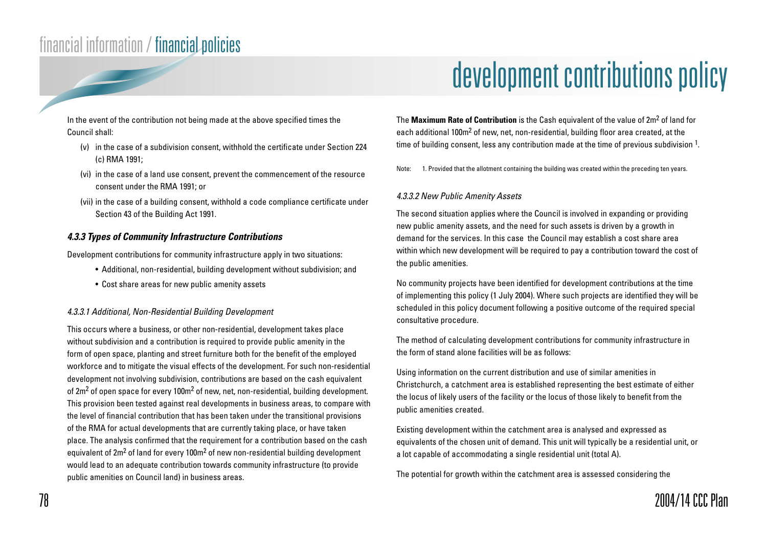In the event of the contribution not being made at the above specified times the Council shall:

(v) in the case of a subdivision consent, withhold the certificate under Section 224 (c) RMA 1991;

(vi) in the case of a land use consent, prevent the commencement of the resource consent under the RMA 1991; or

(vii) in the case of a building consent, withhold a code compliance certificate under Section 43 of the Building Act 1991.

#### *4.3.3 Types of Community Infrastructure Contributions*

Development contributions for community infrastructure apply in two situations:

- Additional, non-residential, building development without subdivision; and
- Cost share areas for new public amenity assets

##### *4.3.3.1 Additional, Non-Residential Building Development*

This occurs where a business, or other non-residential, development takes place without subdivision and a contribution is required to provide public amenity in the form of open space, planting and street furniture both for the benefit of the employed workforce and to mitigate the visual effects of the development. For such non-residential development not involving subdivision, contributions are based on the cash equivalent of $2m^2$ of open space for every $100m^2$ of new, net, non-residential, building development. This provision been tested against real developments in business areas, to compare with the level of financial contribution that has been taken under the transitional provisions of the RMA for actual developments that are currently taking place, or have taken place. The analysis confirmed that the requirement for a contribution based on the cash equivalent of $2m^2$ of land for every $100m^2$ of new non-residential building development would lead to an adequate contribution towards community infrastructure (to provide public amenities on Council land) in business areas.

The **Maximum Rate of Contribution** is the Cash equivalent of the value of $2m^2$ of land for each additional $100m^2$ of new, net, non-residential, building floor area created, at the time of building consent, less any contribution made at the time of previous subdivision [1].

Note: 1. Provided that the allotment containing the building was created within the preceding ten years.

##### *4.3.3.2 New Public Amenity Assets*

The second situation applies where the Council is involved in expanding or providing new public amenity assets, and the need for such assets is driven by a growth in demand for the services. In this case the Council may establish a cost share area within which new development will be required to pay a contribution toward the cost of the public amenities.

No community projects have been identified for development contributions at the time of implementing this policy (1 July 2004). Where such projects are identified they will be scheduled in this policy document following a positive outcome of the required special consultative procedure.

The method of calculating development contributions for community infrastructure in the form of stand alone facilities will be as follows:

Using information on the current distribution and use of similar amenities in Christchurch, a catchment area is established representing the best estimate of either the locus of likely users of the facility or the locus of those likely to benefit from the public amenities created.

Existing development within the catchment area is analysed and expressed as equivalents of the chosen unit of demand. This unit will typically be a residential unit, or a lot capable of accommodating a single residential unit (total A).

The potential for growth within the catchment area is assessed considering the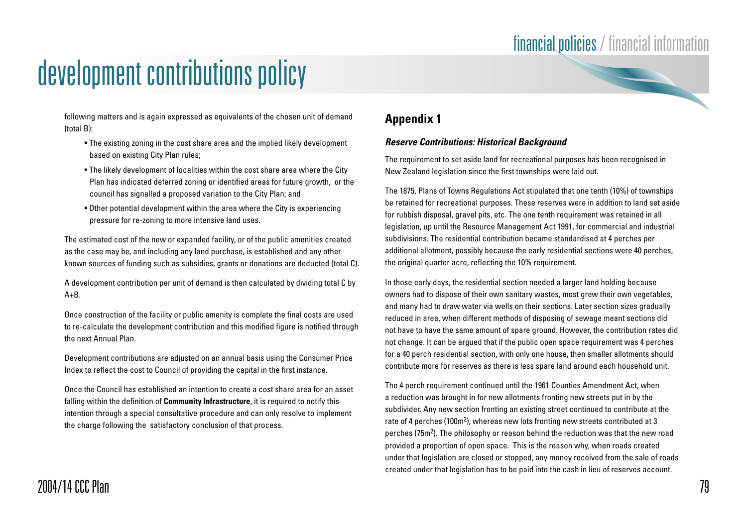following matters and is again expressed as equivalents of the chosen unit of demand (total B):

- The existing zoning in the cost share area and the implied likely development based on existing City Plan rules;
- The likely development of localities within the cost share area where the City Plan has indicated deferred zoning or identified areas for future growth, or the council has signalled a proposed variation to the City Plan; and
- Other potential development within the area where the City is experiencing pressure for re-zoning to more intensive land uses.

The estimated cost of the new or expanded facility, or of the public amenities created as the case may be, and including any land purchase, is established and any other known sources of funding such as subsidies, grants or donations are deducted (total C).

A development contribution per unit of demand is then calculated by dividing total C by A+B.

Once construction of the facility or public amenity is complete the final costs are used to re-calculate the development contribution and this modified figure is notified through the next Annual Plan.

Development contributions are adjusted on an annual basis using the Consumer Price Index to reflect the cost to Council of providing the capital in the first instance.

Once the Council has established an intention to create a cost share area for an asset falling within the definition of **Community Infrastructure**, it is required to notify this intention through a special consultative procedure and can only resolve to implement the charge following the satisfactory conclusion of that process.

## Appendix 1

### *Reserve Contributions: Historical Background*

The requirement to set aside land for recreational purposes has been recognised in New Zealand legislation since the first townships were laid out.

The 1875, Plans of Towns Regulations Act stipulated that one tenth (10%) of townships be retained for recreational purposes. These reserves were in addition to land set aside for rubbish disposal, gravel pits, etc. The one tenth requirement was retained in all legislation, up until the Resource Management Act 1991, for commercial and industrial subdivisions. The residential contribution became standardised at 4 perches per additional allotment, possibly because the early residential sections were 40 perches, the original quarter acre, reflecting the 10% requirement.

In those early days, the residential section needed a larger land holding because owners had to dispose of their own sanitary wastes, most grew their own vegetables, and many had to draw water via wells on their sections. Later section sizes gradually reduced in area, when different methods of disposing of sewage meant sections did not have to have the same amount of spare ground. However, the contribution rates did not change. It can be argued that if the public open space requirement was 4 perches for a 40 perch residential section, with only one house, then smaller allotments should contribute more for reserves as there is less spare land around each household unit.

The 4 perch requirement continued until the 1961 Counties Amendment Act, when a reduction was brought in for new allotments fronting new streets put in by the subdivider. Any new section fronting an existing street continued to contribute at the rate of 4 perches (100m$^2$), whereas new lots fronting new streets contributed at 3 perches (75m$^2$). The philosophy or reason behind the reduction was that the new road provided a proportion of open space. This is the reason why, when roads created under that legislation are closed or stopped, any money received from the sale of roads created under that legislation has to be paid into the cash in lieu of reserves account.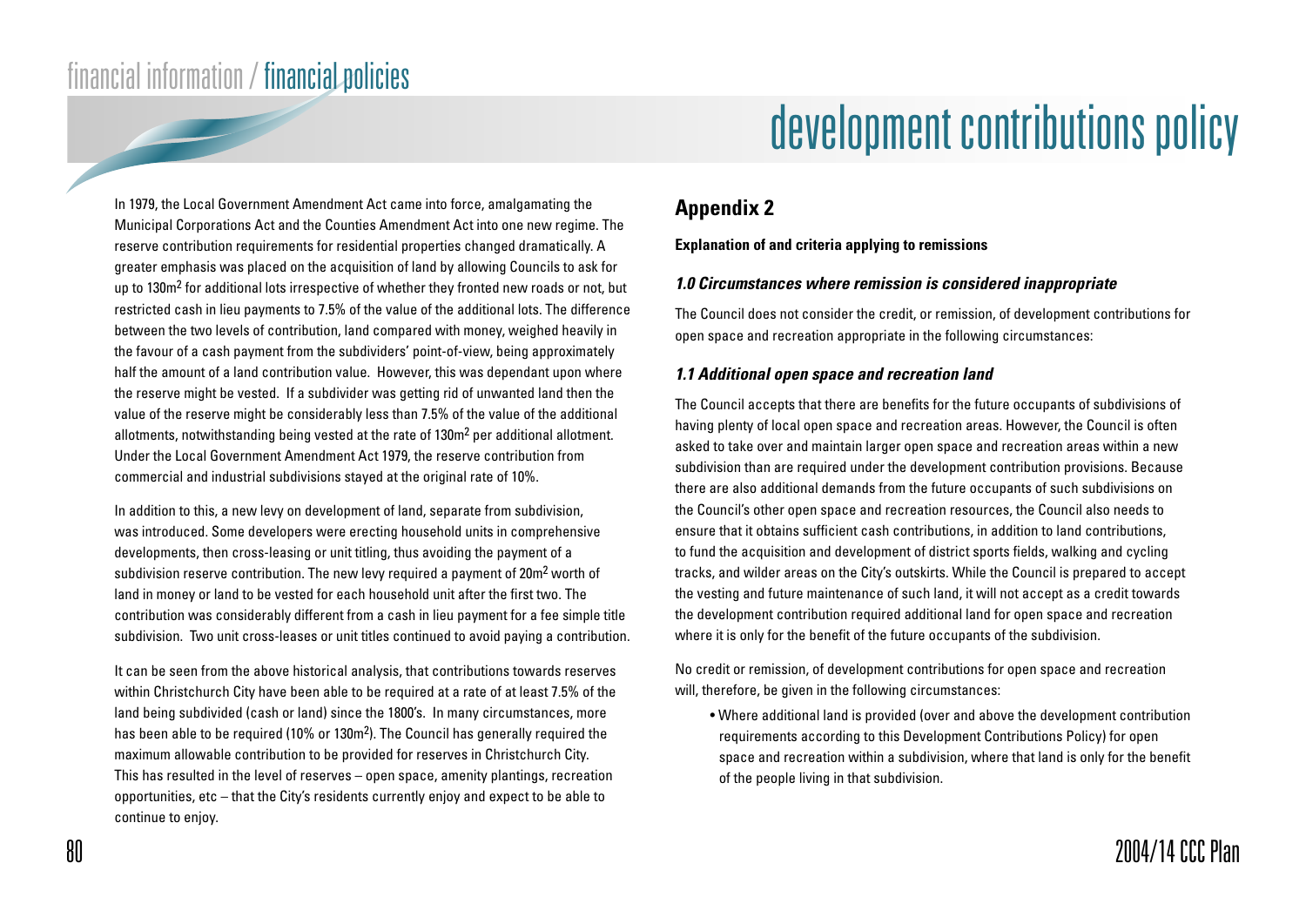In 1979, the Local Government Amendment Act came into force, amalgamating the Municipal Corporations Act and the Counties Amendment Act into one new regime. The reserve contribution requirements for residential properties changed dramatically. A greater emphasis was placed on the acquisition of land by allowing Councils to ask for up to 130m$^2$ for additional lots irrespective of whether they fronted new roads or not, but restricted cash in lieu payments to 7.5% of the value of the additional lots. The difference between the two levels of contribution, land compared with money, weighed heavily in the favour of a cash payment from the subdividers' point-of-view, being approximately half the amount of a land contribution value. However, this was dependant upon where the reserve might be vested. If a subdivider was getting rid of unwanted land then the value of the reserve might be considerably less than 7.5% of the value of the additional allotments, notwithstanding being vested at the rate of 130m$^2$ per additional allotment. Under the Local Government Amendment Act 1979, the reserve contribution from commercial and industrial subdivisions stayed at the original rate of 10%.

In addition to this, a new levy on development of land, separate from subdivision, was introduced. Some developers were erecting household units in comprehensive developments, then cross-leasing or unit titling, thus avoiding the payment of a subdivision reserve contribution. The new levy required a payment of 20m$^2$ worth of land in money or land to be vested for each household unit after the first two. The contribution was considerably different from a cash in lieu payment for a fee simple title subdivision. Two unit cross-leases or unit titles continued to avoid paying a contribution.

It can be seen from the above historical analysis, that contributions towards reserves within Christchurch City have been able to be required at a rate of at least 7.5% of the land being subdivided (cash or land) since the 1800's. In many circumstances, more has been able to be required (10% or 130m$^2$). The Council has generally required the maximum allowable contribution to be provided for reserves in Christchurch City. This has resulted in the level of reserves – open space, amenity plantings, recreation opportunities, etc – that the City's residents currently enjoy and expect to be able to continue to enjoy.

## Appendix 2

**Explanation of and criteria applying to remissions**

### *1.0 Circumstances where remission is considered inappropriate*

The Council does not consider the credit, or remission, of development contributions for open space and recreation appropriate in the following circumstances:

### *1.1 Additional open space and recreation land*

The Council accepts that there are benefits for the future occupants of subdivisions of having plenty of local open space and recreation areas. However, the Council is often asked to take over and maintain larger open space and recreation areas within a new subdivision than are required under the development contribution provisions. Because there are also additional demands from the future occupants of such subdivisions on the Council's other open space and recreation resources, the Council also needs to ensure that it obtains sufficient cash contributions, in addition to land contributions, to fund the acquisition and development of district sports fields, walking and cycling tracks, and wilder areas on the City's outskirts. While the Council is prepared to accept the vesting and future maintenance of such land, it will not accept as a credit towards the development contribution required additional land for open space and recreation where it is only for the benefit of the future occupants of the subdivision.

No credit or remission, of development contributions for open space and recreation will, therefore, be given in the following circumstances:

- Where additional land is provided (over and above the development contribution requirements according to this Development Contributions Policy) for open space and recreation within a subdivision, where that land is only for the benefit of the people living in that subdivision.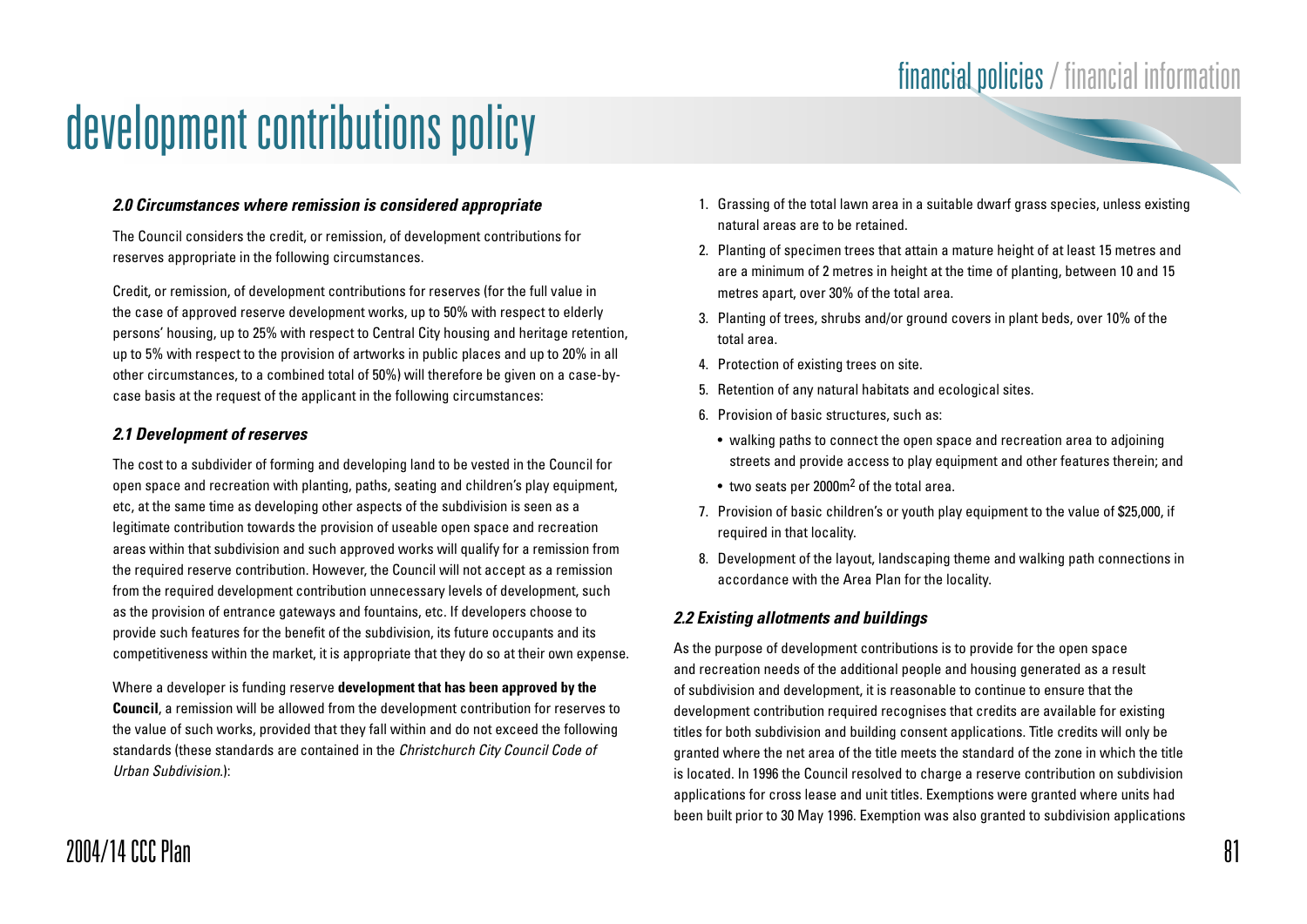# development contributions policy

### *2.0 Circumstances where remission is considered appropriate*

The Council considers the credit, or remission, of development contributions for reserves appropriate in the following circumstances.

Credit, or remission, of development contributions for reserves (for the full value in the case of approved reserve development works, up to 50% with respect to elderly persons' housing, up to 25% with respect to Central City housing and heritage retention, up to 5% with respect to the provision of artworks in public places and up to 20% in all other circumstances, to a combined total of 50%) will therefore be given on a case-by-case basis at the request of the applicant in the following circumstances:

### *2.1 Development of reserves*

The cost to a subdivider of forming and developing land to be vested in the Council for open space and recreation with planting, paths, seating and children's play equipment, etc, at the same time as developing other aspects of the subdivision is seen as a legitimate contribution towards the provision of useable open space and recreation areas within that subdivision and such approved works will qualify for a remission from the required reserve contribution. However, the Council will not accept as a remission from the required development contribution unnecessary levels of development, such as the provision of entrance gateways and fountains, etc. If developers choose to provide such features for the benefit of the subdivision, its future occupants and its competitiveness within the market, it is appropriate that they do so at their own expense.

Where a developer is funding reserve **development that has been approved by the Council**, a remission will be allowed from the development contribution for reserves to the value of such works, provided that they fall within and do not exceed the following standards (these standards are contained in the *Christchurch City Council Code of Urban Subdivision.*):

1. Grassing of the total lawn area in a suitable dwarf grass species, unless existing natural areas are to be retained.
2. Planting of specimen trees that attain a mature height of at least 15 metres and are a minimum of 2 metres in height at the time of planting, between 10 and 15 metres apart, over 30% of the total area.
3. Planting of trees, shrubs and/or ground covers in plant beds, over 10% of the total area.
4. Protection of existing trees on site.
5. Retention of any natural habitats and ecological sites.
6. Provision of basic structures, such as:
   - walking paths to connect the open space and recreation area to adjoining streets and provide access to play equipment and other features therein; and
   - two seats per 2000m$^2$ of the total area.
7. Provision of basic children's or youth play equipment to the value of $25,000, if required in that locality.
8. Development of the layout, landscaping theme and walking path connections in accordance with the Area Plan for the locality.

### *2.2 Existing allotments and buildings*

As the purpose of development contributions is to provide for the open space and recreation needs of the additional people and housing generated as a result of subdivision and development, it is reasonable to continue to ensure that the development contribution required recognises that credits are available for existing titles for both subdivision and building consent applications. Title credits will only be granted where the net area of the title meets the standard of the zone in which the title is located. In 1996 the Council resolved to charge a reserve contribution on subdivision applications for cross lease and unit titles. Exemptions were granted where units had been built prior to 30 May 1996. Exemption was also granted to subdivision applications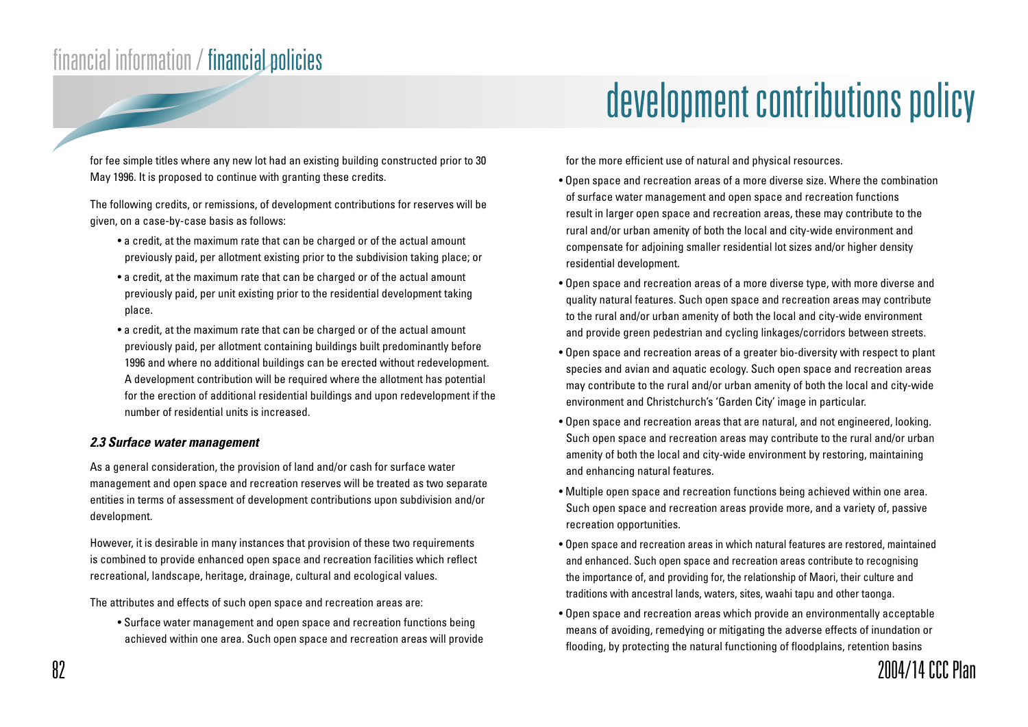for fee simple titles where any new lot had an existing building constructed prior to 30 May 1996. It is proposed to continue with granting these credits.

The following credits, or remissions, of development contributions for reserves will be given, on a case-by-case basis as follows:

- a credit, at the maximum rate that can be charged or of the actual amount previously paid, per allotment existing prior to the subdivision taking place; or
- a credit, at the maximum rate that can be charged or of the actual amount previously paid, per unit existing prior to the residential development taking place.
- a credit, at the maximum rate that can be charged or of the actual amount previously paid, per allotment containing buildings built predominantly before 1996 and where no additional buildings can be erected without redevelopment. A development contribution will be required where the allotment has potential for the erection of additional residential buildings and upon redevelopment if the number of residential units is increased.

***2.3 Surface water management***

As a general consideration, the provision of land and/or cash for surface water management and open space and recreation reserves will be treated as two separate entities in terms of assessment of development contributions upon subdivision and/or development.

However, it is desirable in many instances that provision of these two requirements is combined to provide enhanced open space and recreation facilities which reflect recreational, landscape, heritage, drainage, cultural and ecological values.

The attributes and effects of such open space and recreation areas are:

- Surface water management and open space and recreation functions being achieved within one area. Such open space and recreation areas will provide for the more efficient use of natural and physical resources.
- Open space and recreation areas of a more diverse size. Where the combination of surface water management and open space and recreation functions result in larger open space and recreation areas, these may contribute to the rural and/or urban amenity of both the local and city-wide environment and compensate for adjoining smaller residential lot sizes and/or higher density residential development.
- Open space and recreation areas of a more diverse type, with more diverse and quality natural features. Such open space and recreation areas may contribute to the rural and/or urban amenity of both the local and city-wide environment and provide green pedestrian and cycling linkages/corridors between streets.
- Open space and recreation areas of a greater bio-diversity with respect to plant species and avian and aquatic ecology. Such open space and recreation areas may contribute to the rural and/or urban amenity of both the local and city-wide environment and Christchurch's 'Garden City' image in particular.
- Open space and recreation areas that are natural, and not engineered, looking. Such open space and recreation areas may contribute to the rural and/or urban amenity of both the local and city-wide environment by restoring, maintaining and enhancing natural features.
- Multiple open space and recreation functions being achieved within one area. Such open space and recreation areas provide more, and a variety of, passive recreation opportunities.
- Open space and recreation areas in which natural features are restored, maintained and enhanced. Such open space and recreation areas contribute to recognising the importance of, and providing for, the relationship of Maori, their culture and traditions with ancestral lands, waters, sites, waahi tapu and other taonga.
- Open space and recreation areas which provide an environmentally acceptable means of avoiding, remedying or mitigating the adverse effects of inundation or flooding, by protecting the natural functioning of floodplains, retention basins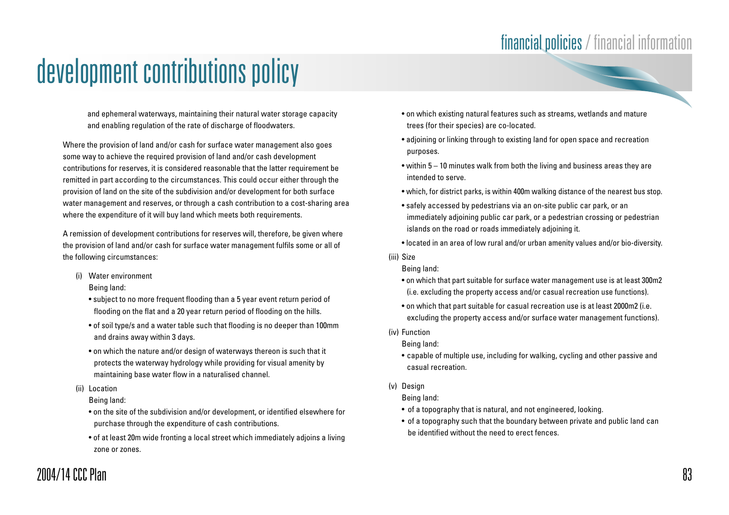# development contributions policy

and ephemeral waterways, maintaining their natural water storage capacity and enabling regulation of the rate of discharge of floodwaters.

Where the provision of land and/or cash for surface water management also goes some way to achieve the required provision of land and/or cash development contributions for reserves, it is considered reasonable that the latter requirement be remitted in part according to the circumstances. This could occur either through the provision of land on the site of the subdivision and/or development for both surface water management and reserves, or through a cash contribution to a cost-sharing area where the expenditure of it will buy land which meets both requirements.

A remission of development contributions for reserves will, therefore, be given where the provision of land and/or cash for surface water management fulfils some or all of the following circumstances:

(i) Water environment

Being land:

- subject to no more frequent flooding than a 5 year event return period of flooding on the flat and a 20 year return period of flooding on the hills.
- of soil type/s and a water table such that flooding is no deeper than 100mm and drains away within 3 days.
- on which the nature and/or design of waterways thereon is such that it protects the waterway hydrology while providing for visual amenity by maintaining base water flow in a naturalised channel.

(ii) Location

Being land:

- on the site of the subdivision and/or development, or identified elsewhere for purchase through the expenditure of cash contributions.
- of at least 20m wide fronting a local street which immediately adjoins a living zone or zones.
- on which existing natural features such as streams, wetlands and mature trees (for their species) are co-located.
- adjoining or linking through to existing land for open space and recreation purposes.
- within 5 – 10 minutes walk from both the living and business areas they are intended to serve.
- which, for district parks, is within 400m walking distance of the nearest bus stop.
- safely accessed by pedestrians via an on-site public car park, or an immediately adjoining public car park, or a pedestrian crossing or pedestrian islands on the road or roads immediately adjoining it.
- located in an area of low rural and/or urban amenity values and/or bio-diversity.

(iii) Size

Being land:

- on which that part suitable for surface water management use is at least 300m2 (i.e. excluding the property access and/or casual recreation use functions).
- on which that part suitable for casual recreation use is at least 2000m2 (i.e. excluding the property access and/or surface water management functions).

(iv) Function

Being land:

- capable of multiple use, including for walking, cycling and other passive and casual recreation.

(v) Design

Being land:

- of a topography that is natural, and not engineered, looking.
- of a topography such that the boundary between private and public land can be identified without the need to erect fences.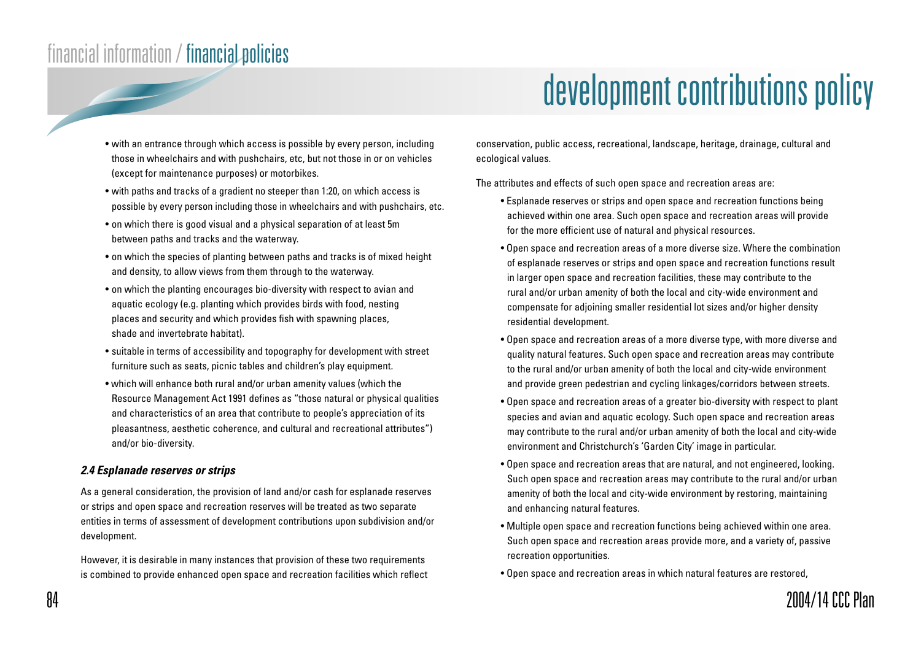- with an entrance through which access is possible by every person, including those in wheelchairs and with pushchairs, etc, but not those in or on vehicles (except for maintenance purposes) or motorbikes.
- with paths and tracks of a gradient no steeper than 1:20, on which access is possible by every person including those in wheelchairs and with pushchairs, etc.
- on which there is good visual and a physical separation of at least 5m between paths and tracks and the waterway.
- on which the species of planting between paths and tracks is of mixed height and density, to allow views from them through to the waterway.
- on which the planting encourages bio-diversity with respect to avian and aquatic ecology (e.g. planting which provides birds with food, nesting places and security and which provides fish with spawning places, shade and invertebrate habitat).
- suitable in terms of accessibility and topography for development with street furniture such as seats, picnic tables and children's play equipment.
- which will enhance both rural and/or urban amenity values (which the Resource Management Act 1991 defines as "those natural or physical qualities and characteristics of an area that contribute to people's appreciation of its pleasantness, aesthetic coherence, and cultural and recreational attributes") and/or bio-diversity.

### *2.4 Esplanade reserves or strips*

As a general consideration, the provision of land and/or cash for esplanade reserves or strips and open space and recreation reserves will be treated as two separate entities in terms of assessment of development contributions upon subdivision and/or development.

However, it is desirable in many instances that provision of these two requirements is combined to provide enhanced open space and recreation facilities which reflect conservation, public access, recreational, landscape, heritage, drainage, cultural and ecological values.

The attributes and effects of such open space and recreation areas are:

- Esplanade reserves or strips and open space and recreation functions being achieved within one area. Such open space and recreation areas will provide for the more efficient use of natural and physical resources.
- Open space and recreation areas of a more diverse size. Where the combination of esplanade reserves or strips and open space and recreation functions result in larger open space and recreation facilities, these may contribute to the rural and/or urban amenity of both the local and city-wide environment and compensate for adjoining smaller residential lot sizes and/or higher density residential development.
- Open space and recreation areas of a more diverse type, with more diverse and quality natural features. Such open space and recreation areas may contribute to the rural and/or urban amenity of both the local and city-wide environment and provide green pedestrian and cycling linkages/corridors between streets.
- Open space and recreation areas of a greater bio-diversity with respect to plant species and avian and aquatic ecology. Such open space and recreation areas may contribute to the rural and/or urban amenity of both the local and city-wide environment and Christchurch's 'Garden City' image in particular.
- Open space and recreation areas that are natural, and not engineered, looking. Such open space and recreation areas may contribute to the rural and/or urban amenity of both the local and city-wide environment by restoring, maintaining and enhancing natural features.
- Multiple open space and recreation functions being achieved within one area. Such open space and recreation areas provide more, and a variety of, passive recreation opportunities.
- Open space and recreation areas in which natural features are restored,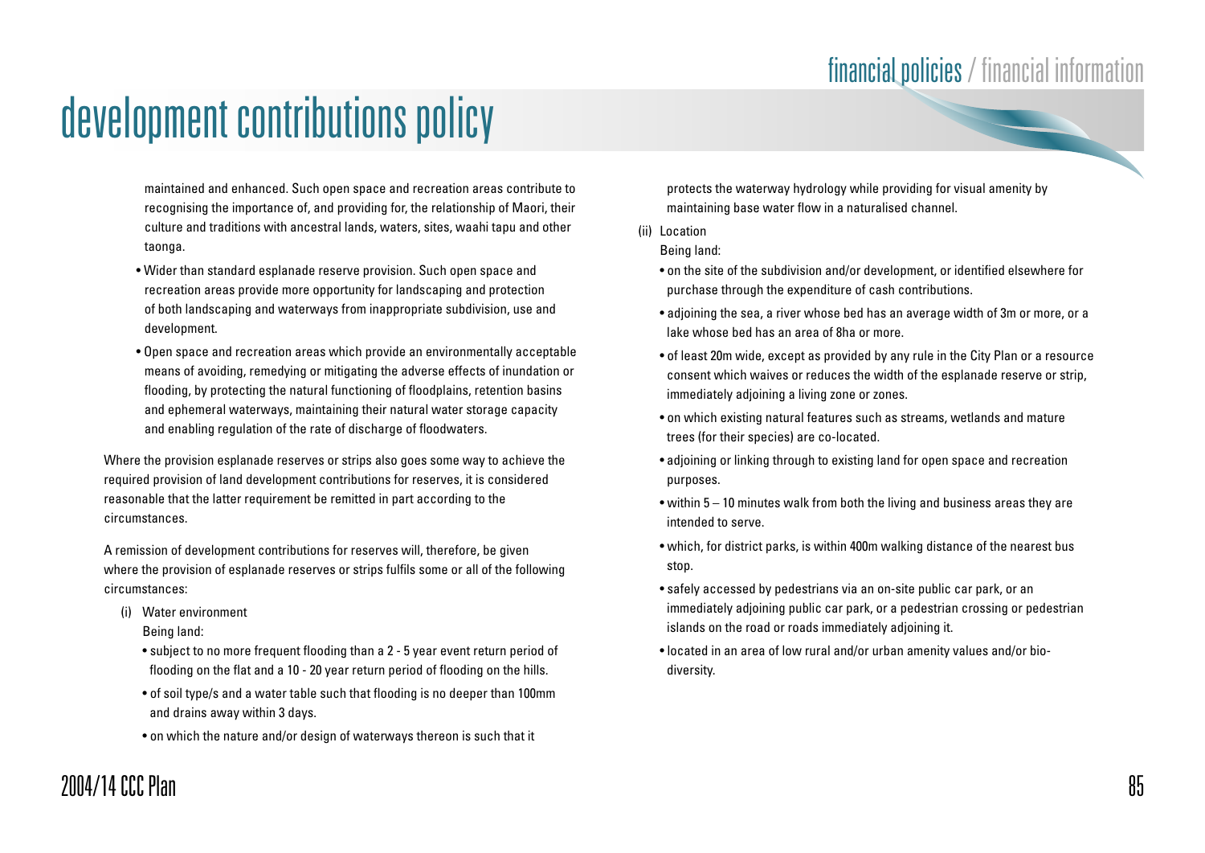# development contributions policy

maintained and enhanced. Such open space and recreation areas contribute to recognising the importance of, and providing for, the relationship of Maori, their culture and traditions with ancestral lands, waters, sites, waahi tapu and other taonga.

- Wider than standard esplanade reserve provision. Such open space and recreation areas provide more opportunity for landscaping and protection of both landscaping and waterways from inappropriate subdivision, use and development.
- Open space and recreation areas which provide an environmentally acceptable means of avoiding, remedying or mitigating the adverse effects of inundation or flooding, by protecting the natural functioning of floodplains, retention basins and ephemeral waterways, maintaining their natural water storage capacity and enabling regulation of the rate of discharge of floodwaters.

Where the provision esplanade reserves or strips also goes some way to achieve the required provision of land development contributions for reserves, it is considered reasonable that the latter requirement be remitted in part according to the circumstances.

A remission of development contributions for reserves will, therefore, be given where the provision of esplanade reserves or strips fulfils some or all of the following circumstances:

(i) Water environment
   Being land:
   - subject to no more frequent flooding than a 2 - 5 year event return period of flooding on the flat and a 10 - 20 year return period of flooding on the hills.
   - of soil type/s and a water table such that flooding is no deeper than 100mm and drains away within 3 days.
   - on which the nature and/or design of waterways thereon is such that it protects the waterway hydrology while providing for visual amenity by maintaining base water flow in a naturalised channel.

(ii) Location
   Being land:
   - on the site of the subdivision and/or development, or identified elsewhere for purchase through the expenditure of cash contributions.
   - adjoining the sea, a river whose bed has an average width of 3m or more, or a lake whose bed has an area of 8ha or more.
   - of least 20m wide, except as provided by any rule in the City Plan or a resource consent which waives or reduces the width of the esplanade reserve or strip, immediately adjoining a living zone or zones.
   - on which existing natural features such as streams, wetlands and mature trees (for their species) are co-located.
   - adjoining or linking through to existing land for open space and recreation purposes.
   - within 5 – 10 minutes walk from both the living and business areas they are intended to serve.
   - which, for district parks, is within 400m walking distance of the nearest bus stop.
   - safely accessed by pedestrians via an on-site public car park, or an immediately adjoining public car park, or a pedestrian crossing or pedestrian islands on the road or roads immediately adjoining it.
   - located in an area of low rural and/or urban amenity values and/or bio-diversity.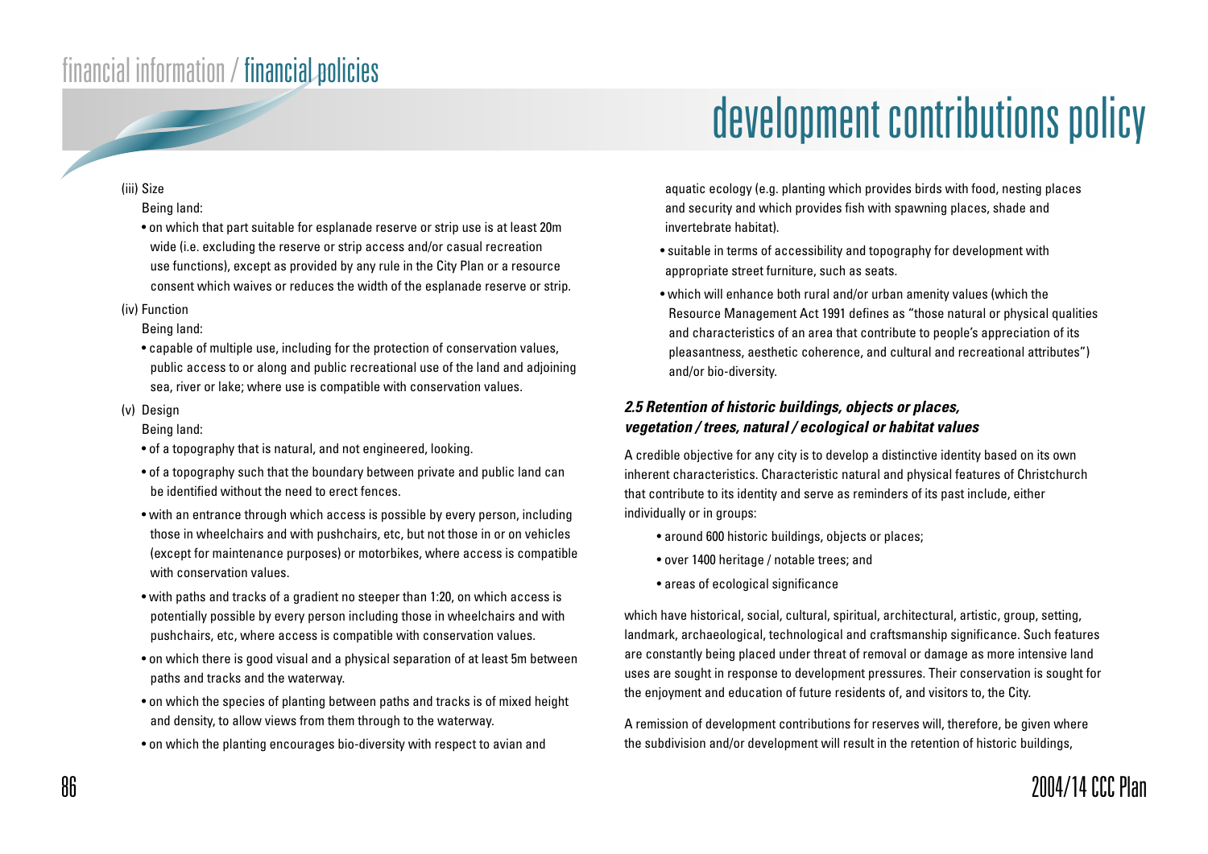(iii) Size

Being land:

- on which that part suitable for esplanade reserve or strip use is at least 20m wide (i.e. excluding the reserve or strip access and/or casual recreation use functions), except as provided by any rule in the City Plan or a resource consent which waives or reduces the width of the esplanade reserve or strip.

(iv) Function

Being land:

- capable of multiple use, including for the protection of conservation values, public access to or along and public recreational use of the land and adjoining sea, river or lake; where use is compatible with conservation values.

(v) Design

Being land:

- of a topography that is natural, and not engineered, looking.
- of a topography such that the boundary between private and public land can be identified without the need to erect fences.
- with an entrance through which access is possible by every person, including those in wheelchairs and with pushchairs, etc, but not those in or on vehicles (except for maintenance purposes) or motorbikes, where access is compatible with conservation values.
- with paths and tracks of a gradient no steeper than 1:20, on which access is potentially possible by every person including those in wheelchairs and with pushchairs, etc, where access is compatible with conservation values.
- on which there is good visual and a physical separation of at least 5m between paths and tracks and the waterway.
- on which the species of planting between paths and tracks is of mixed height and density, to allow views from them through to the waterway.
- on which the planting encourages bio-diversity with respect to avian and aquatic ecology (e.g. planting which provides birds with food, nesting places and security and which provides fish with spawning places, shade and invertebrate habitat).
- suitable in terms of accessibility and topography for development with appropriate street furniture, such as seats.
- which will enhance both rural and/or urban amenity values (which the Resource Management Act 1991 defines as "those natural or physical qualities and characteristics of an area that contribute to people's appreciation of its pleasantness, aesthetic coherence, and cultural and recreational attributes") and/or bio-diversity.

### *2.5 Retention of historic buildings, objects or places, vegetation / trees, natural / ecological or habitat values*

A credible objective for any city is to develop a distinctive identity based on its own inherent characteristics. Characteristic natural and physical features of Christchurch that contribute to its identity and serve as reminders of its past include, either individually or in groups:

- around 600 historic buildings, objects or places;
- over 1400 heritage / notable trees; and
- areas of ecological significance

which have historical, social, cultural, spiritual, architectural, artistic, group, setting, landmark, archaeological, technological and craftsmanship significance. Such features are constantly being placed under threat of removal or damage as more intensive land uses are sought in response to development pressures. Their conservation is sought for the enjoyment and education of future residents of, and visitors to, the City.

A remission of development contributions for reserves will, therefore, be given where the subdivision and/or development will result in the retention of historic buildings,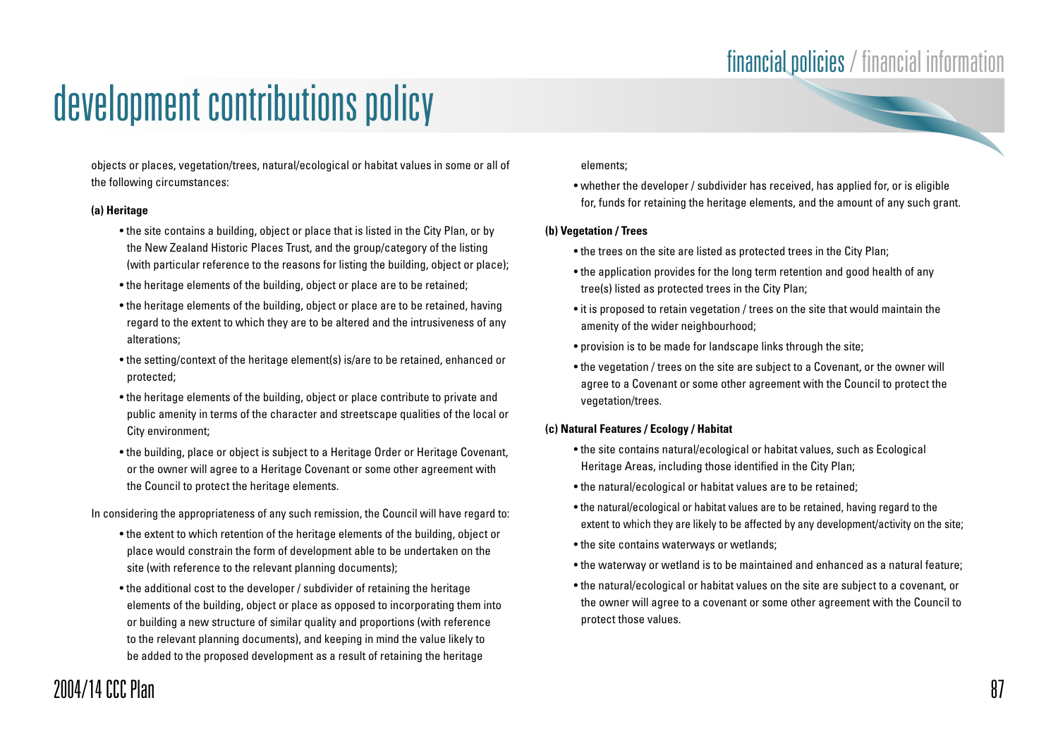objects or places, vegetation/trees, natural/ecological or habitat values in some or all of the following circumstances:

**(a) Heritage**

- the site contains a building, object or place that is listed in the City Plan, or by the New Zealand Historic Places Trust, and the group/category of the listing (with particular reference to the reasons for listing the building, object or place);
- the heritage elements of the building, object or place are to be retained;
- the heritage elements of the building, object or place are to be retained, having regard to the extent to which they are to be altered and the intrusiveness of any alterations;
- the setting/context of the heritage element(s) is/are to be retained, enhanced or protected;
- the heritage elements of the building, object or place contribute to private and public amenity in terms of the character and streetscape qualities of the local or City environment;
- the building, place or object is subject to a Heritage Order or Heritage Covenant, or the owner will agree to a Heritage Covenant or some other agreement with the Council to protect the heritage elements.

In considering the appropriateness of any such remission, the Council will have regard to:

- the extent to which retention of the heritage elements of the building, object or place would constrain the form of development able to be undertaken on the site (with reference to the relevant planning documents);
- the additional cost to the developer / subdivider of retaining the heritage elements of the building, object or place as opposed to incorporating them into or building a new structure of similar quality and proportions (with reference to the relevant planning documents), and keeping in mind the value likely to be added to the proposed development as a result of retaining the heritage elements;
- whether the developer / subdivider has received, has applied for, or is eligible for, funds for retaining the heritage elements, and the amount of any such grant.

**(b) Vegetation / Trees**

- the trees on the site are listed as protected trees in the City Plan;
- the application provides for the long term retention and good health of any tree(s) listed as protected trees in the City Plan;
- it is proposed to retain vegetation / trees on the site that would maintain the amenity of the wider neighbourhood;
- provision is to be made for landscape links through the site;
- the vegetation / trees on the site are subject to a Covenant, or the owner will agree to a Covenant or some other agreement with the Council to protect the vegetation/trees.

**(c) Natural Features / Ecology / Habitat**

- the site contains natural/ecological or habitat values, such as Ecological Heritage Areas, including those identified in the City Plan;
- the natural/ecological or habitat values are to be retained;
- the natural/ecological or habitat values are to be retained, having regard to the extent to which they are likely to be affected by any development/activity on the site;
- the site contains waterways or wetlands;
- the waterway or wetland is to be maintained and enhanced as a natural feature;
- the natural/ecological or habitat values on the site are subject to a covenant, or the owner will agree to a covenant or some other agreement with the Council to protect those values.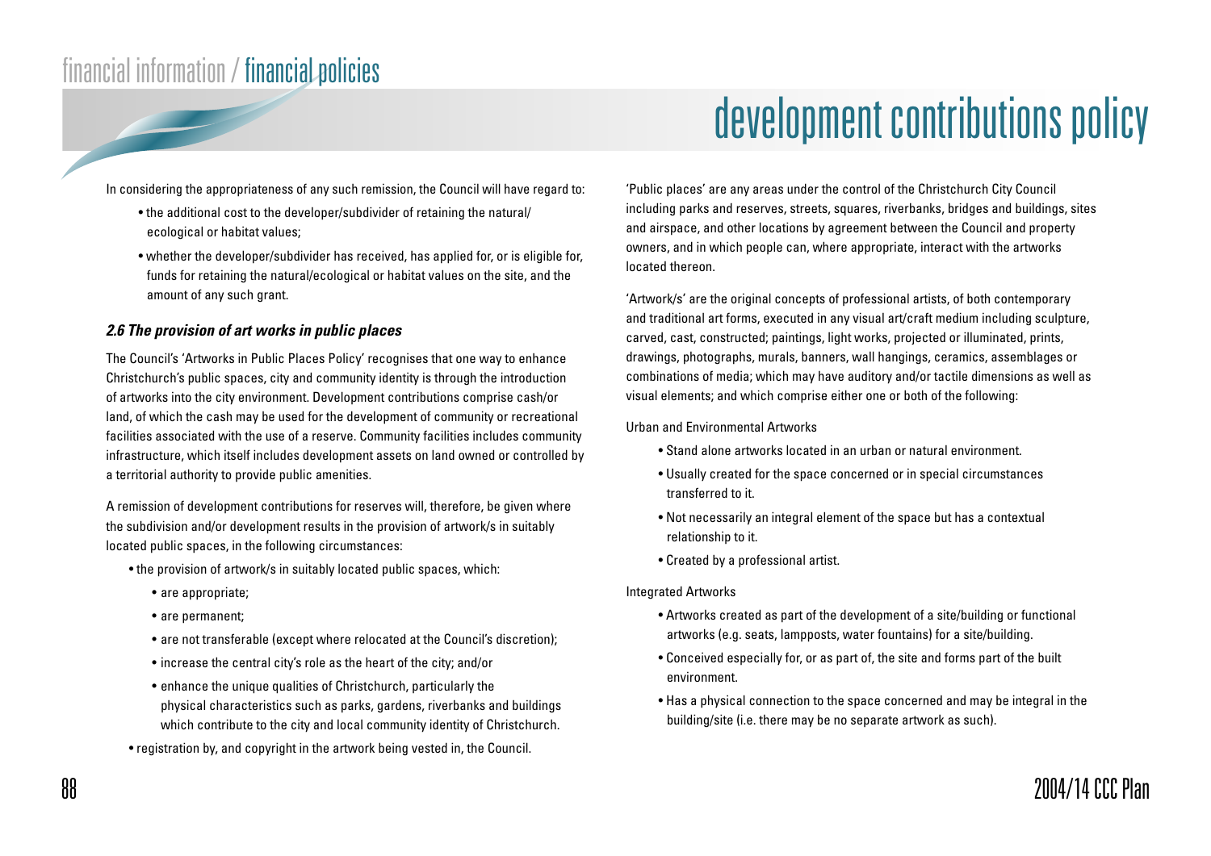In considering the appropriateness of any such remission, the Council will have regard to:

- the additional cost to the developer/subdivider of retaining the natural/ecological or habitat values;
- whether the developer/subdivider has received, has applied for, or is eligible for, funds for retaining the natural/ecological or habitat values on the site, and the amount of any such grant.

### *2.6 The provision of art works in public places*

The Council's 'Artworks in Public Places Policy' recognises that one way to enhance Christchurch's public spaces, city and community identity is through the introduction of artworks into the city environment. Development contributions comprise cash/or land, of which the cash may be used for the development of community or recreational facilities associated with the use of a reserve. Community facilities includes community infrastructure, which itself includes development assets on land owned or controlled by a territorial authority to provide public amenities.

A remission of development contributions for reserves will, therefore, be given where the subdivision and/or development results in the provision of artwork/s in suitably located public spaces, in the following circumstances:

- the provision of artwork/s in suitably located public spaces, which:
  - are appropriate;
  - are permanent;
  - are not transferable (except where relocated at the Council's discretion);
  - increase the central city's role as the heart of the city; and/or
  - enhance the unique qualities of Christchurch, particularly the physical characteristics such as parks, gardens, riverbanks and buildings which contribute to the city and local community identity of Christchurch.
- registration by, and copyright in the artwork being vested in, the Council.

'Public places' are any areas under the control of the Christchurch City Council including parks and reserves, streets, squares, riverbanks, bridges and buildings, sites and airspace, and other locations by agreement between the Council and property owners, and in which people can, where appropriate, interact with the artworks located thereon.

'Artwork/s' are the original concepts of professional artists, of both contemporary and traditional art forms, executed in any visual art/craft medium including sculpture, carved, cast, constructed; paintings, light works, projected or illuminated, prints, drawings, photographs, murals, banners, wall hangings, ceramics, assemblages or combinations of media; which may have auditory and/or tactile dimensions as well as visual elements; and which comprise either one or both of the following:

Urban and Environmental Artworks

- Stand alone artworks located in an urban or natural environment.
- Usually created for the space concerned or in special circumstances transferred to it.
- Not necessarily an integral element of the space but has a contextual relationship to it.
- Created by a professional artist.

Integrated Artworks

- Artworks created as part of the development of a site/building or functional artworks (e.g. seats, lampposts, water fountains) for a site/building.
- Conceived especially for, or as part of, the site and forms part of the built environment.
- Has a physical connection to the space concerned and may be integral in the building/site (i.e. there may be no separate artwork as such).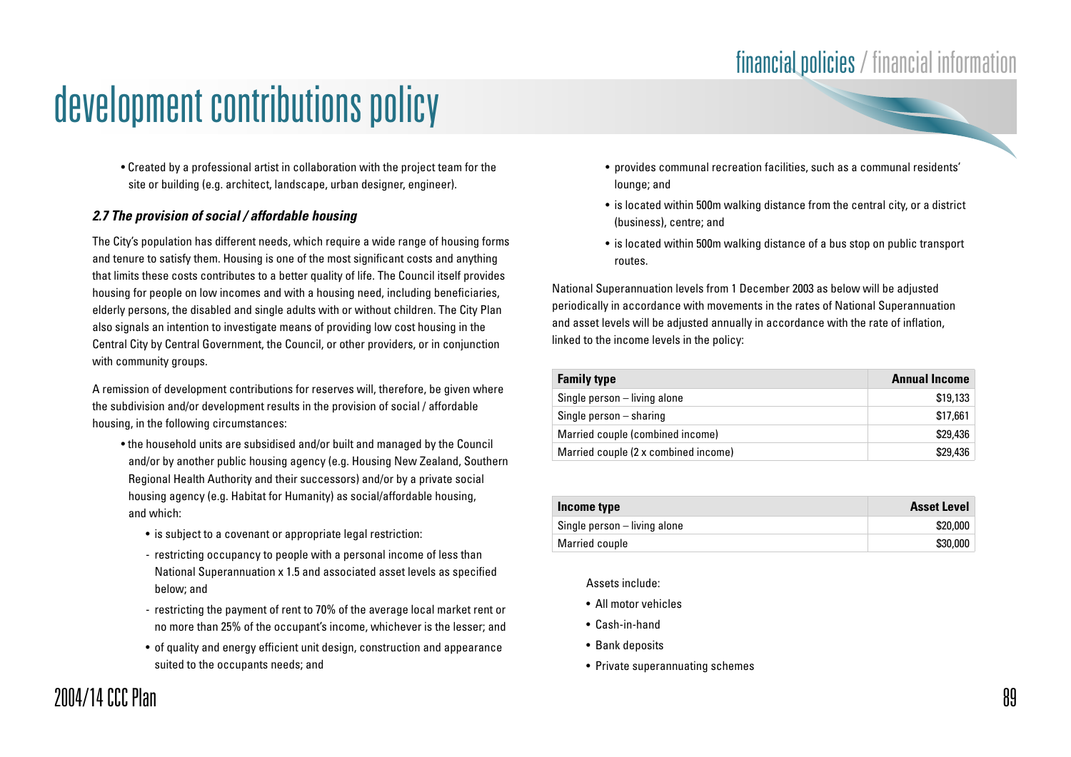# development contributions policy

- Created by a professional artist in collaboration with the project team for the site or building (e.g. architect, landscape, urban designer, engineer).

### *2.7 The provision of social / affordable housing*

The City's population has different needs, which require a wide range of housing forms and tenure to satisfy them. Housing is one of the most significant costs and anything that limits these costs contributes to a better quality of life. The Council itself provides housing for people on low incomes and with a housing need, including beneficiaries, elderly persons, the disabled and single adults with or without children. The City Plan also signals an intention to investigate means of providing low cost housing in the Central City by Central Government, the Council, or other providers, or in conjunction with community groups.

A remission of development contributions for reserves will, therefore, be given where the subdivision and/or development results in the provision of social / affordable housing, in the following circumstances:

- the household units are subsidised and/or built and managed by the Council and/or by another public housing agency (e.g. Housing New Zealand, Southern Regional Health Authority and their successors) and/or by a private social housing agency (e.g. Habitat for Humanity) as social/affordable housing, and which:
  - is subject to a covenant or appropriate legal restriction:
    - restricting occupancy to people with a personal income of less than National Superannuation x 1.5 and associated asset levels as specified below; and
    - restricting the payment of rent to 70% of the average local market rent or no more than 25% of the occupant's income, whichever is the lesser; and
  - of quality and energy efficient unit design, construction and appearance suited to the occupants needs; and
  - provides communal recreation facilities, such as a communal residents' lounge; and
  - is located within 500m walking distance from the central city, or a district (business), centre; and
  - is located within 500m walking distance of a bus stop on public transport routes.

National Superannuation levels from 1 December 2003 as below will be adjusted periodically in accordance with movements in the rates of National Superannuation and asset levels will be adjusted annually in accordance with the rate of inflation, linked to the income levels in the policy:

| Family type | Annual Income |
|---|---|
| Single person – living alone | $19,133 |
| Single person – sharing | $17,661 |
| Married couple (combined income) | $29,436 |
| Married couple (2 x combined income) | $29,436 |

| Income type | Asset Level |
|---|---|
| Single person – living alone | $20,000 |
| Married couple | $30,000 |

Assets include:

- All motor vehicles
- Cash-in-hand
- Bank deposits
- Private superannuating schemes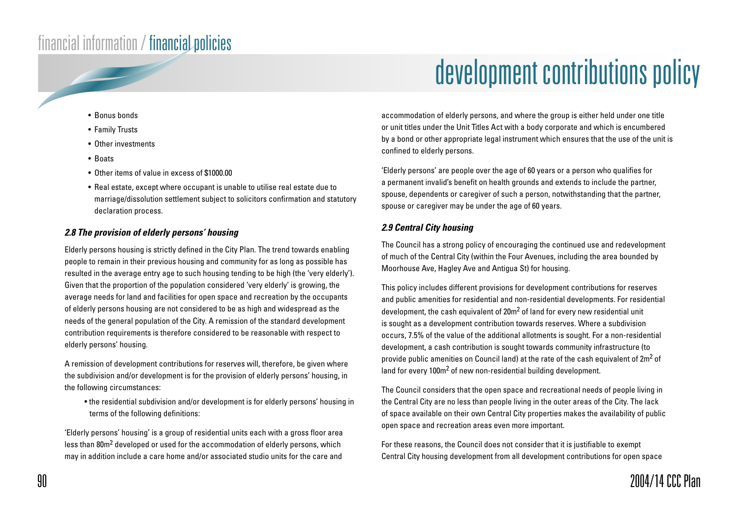- Bonus bonds
- Family Trusts
- Other investments
- Boats
- Other items of value in excess of $1000.00
- Real estate, except where occupant is unable to utilise real estate due to marriage/dissolution settlement subject to solicitors confirmation and statutory declaration process.

### *2.8 The provision of elderly persons' housing*

Elderly persons housing is strictly defined in the City Plan. The trend towards enabling people to remain in their previous housing and community for as long as possible has resulted in the average entry age to such housing tending to be high (the 'very elderly'). Given that the proportion of the population considered 'very elderly' is growing, the average needs for land and facilities for open space and recreation by the occupants of elderly persons housing are not considered to be as high and widespread as the needs of the general population of the City. A remission of the standard development contribution requirements is therefore considered to be reasonable with respect to elderly persons' housing.

A remission of development contributions for reserves will, therefore, be given where the subdivision and/or development is for the provision of elderly persons' housing, in the following circumstances:

- the residential subdivision and/or development is for elderly persons' housing in terms of the following definitions:

'Elderly persons' housing' is a group of residential units each with a gross floor area less than $80m^2$ developed or used for the accommodation of elderly persons, which may in addition include a care home and/or associated studio units for the care and accommodation of elderly persons, and where the group is either held under one title or unit titles under the Unit Titles Act with a body corporate and which is encumbered by a bond or other appropriate legal instrument which ensures that the use of the unit is confined to elderly persons.

'Elderly persons' are people over the age of 60 years or a person who qualifies for a permanent invalid's benefit on health grounds and extends to include the partner, spouse, dependents or caregiver of such a person, notwithstanding that the partner, spouse or caregiver may be under the age of 60 years.

### *2.9 Central City housing*

The Council has a strong policy of encouraging the continued use and redevelopment of much of the Central City (within the Four Avenues, including the area bounded by Moorhouse Ave, Hagley Ave and Antigua St) for housing.

This policy includes different provisions for development contributions for reserves and public amenities for residential and non-residential developments. For residential development, the cash equivalent of $20m^2$ of land for every new residential unit is sought as a development contribution towards reserves. Where a subdivision occurs, 7.5% of the value of the additional allotments is sought. For a non-residential development, a cash contribution is sought towards community infrastructure (to provide public amenities on Council land) at the rate of the cash equivalent of $2m^2$ of land for every $100m^2$ of new non-residential building development.

The Council considers that the open space and recreational needs of people living in the Central City are no less than people living in the outer areas of the City. The lack of space available on their own Central City properties makes the availability of public open space and recreation areas even more important.

For these reasons, the Council does not consider that it is justifiable to exempt Central City housing development from all development contributions for open space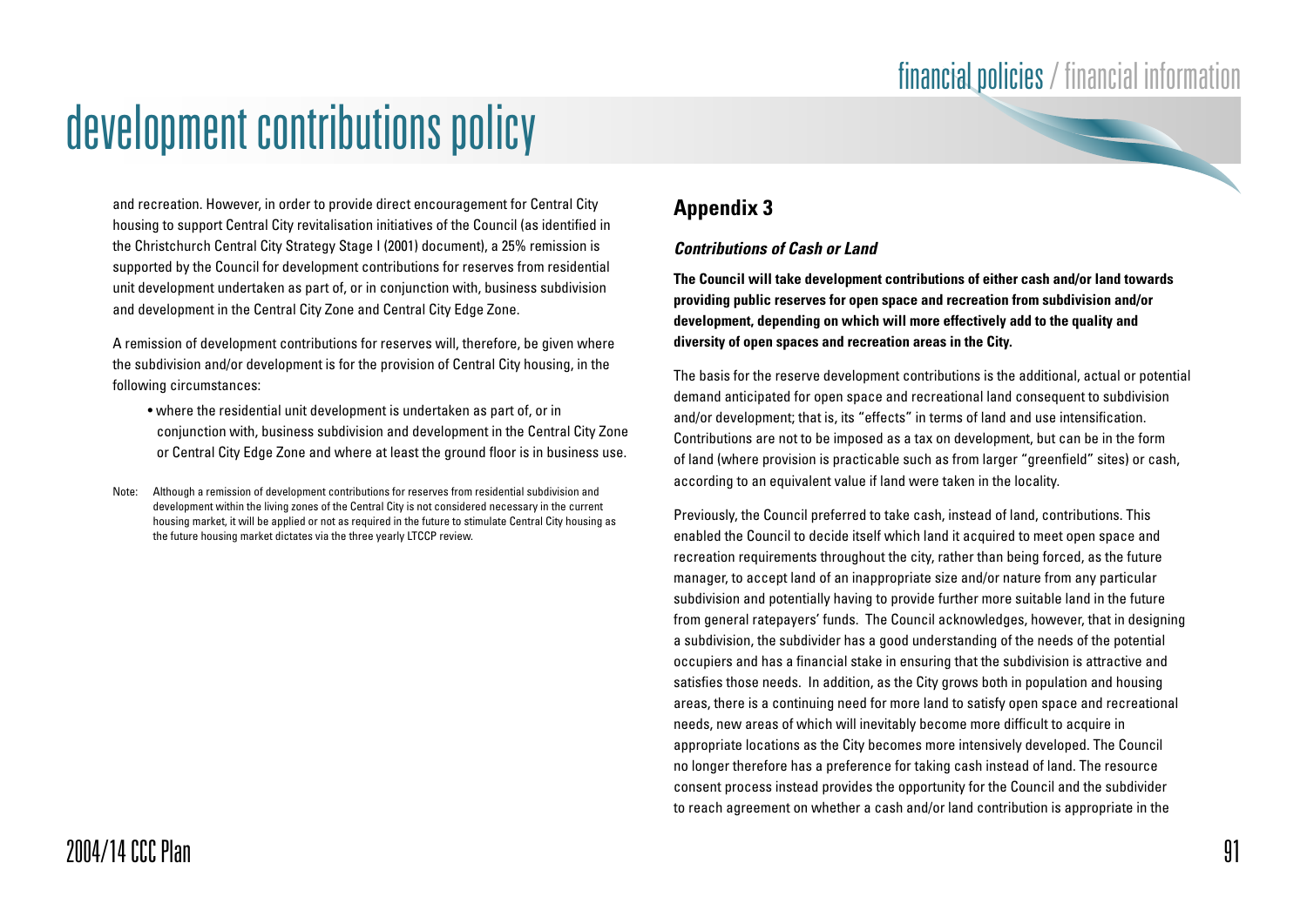and recreation. However, in order to provide direct encouragement for Central City housing to support Central City revitalisation initiatives of the Council (as identified in the Christchurch Central City Strategy Stage I (2001) document), a 25% remission is supported by the Council for development contributions for reserves from residential unit development undertaken as part of, or in conjunction with, business subdivision and development in the Central City Zone and Central City Edge Zone.

A remission of development contributions for reserves will, therefore, be given where the subdivision and/or development is for the provision of Central City housing, in the following circumstances:

- where the residential unit development is undertaken as part of, or in conjunction with, business subdivision and development in the Central City Zone or Central City Edge Zone and where at least the ground floor is in business use.

Note: Although a remission of development contributions for reserves from residential subdivision and development within the living zones of the Central City is not considered necessary in the current housing market, it will be applied or not as required in the future to stimulate Central City housing as the future housing market dictates via the three yearly LTCCP review.

## Appendix 3

### *Contributions of Cash or Land*

**The Council will take development contributions of either cash and/or land towards providing public reserves for open space and recreation from subdivision and/or development, depending on which will more effectively add to the quality and diversity of open spaces and recreation areas in the City.**

The basis for the reserve development contributions is the additional, actual or potential demand anticipated for open space and recreational land consequent to subdivision and/or development; that is, its "effects" in terms of land and use intensification. Contributions are not to be imposed as a tax on development, but can be in the form of land (where provision is practicable such as from larger "greenfield" sites) or cash, according to an equivalent value if land were taken in the locality.

Previously, the Council preferred to take cash, instead of land, contributions. This enabled the Council to decide itself which land it acquired to meet open space and recreation requirements throughout the city, rather than being forced, as the future manager, to accept land of an inappropriate size and/or nature from any particular subdivision and potentially having to provide further more suitable land in the future from general ratepayers' funds. The Council acknowledges, however, that in designing a subdivision, the subdivider has a good understanding of the needs of the potential occupiers and has a financial stake in ensuring that the subdivision is attractive and satisfies those needs. In addition, as the City grows both in population and housing areas, there is a continuing need for more land to satisfy open space and recreational needs, new areas of which will inevitably become more difficult to acquire in appropriate locations as the City becomes more intensively developed. The Council no longer therefore has a preference for taking cash instead of land. The resource consent process instead provides the opportunity for the Council and the subdivider to reach agreement on whether a cash and/or land contribution is appropriate in the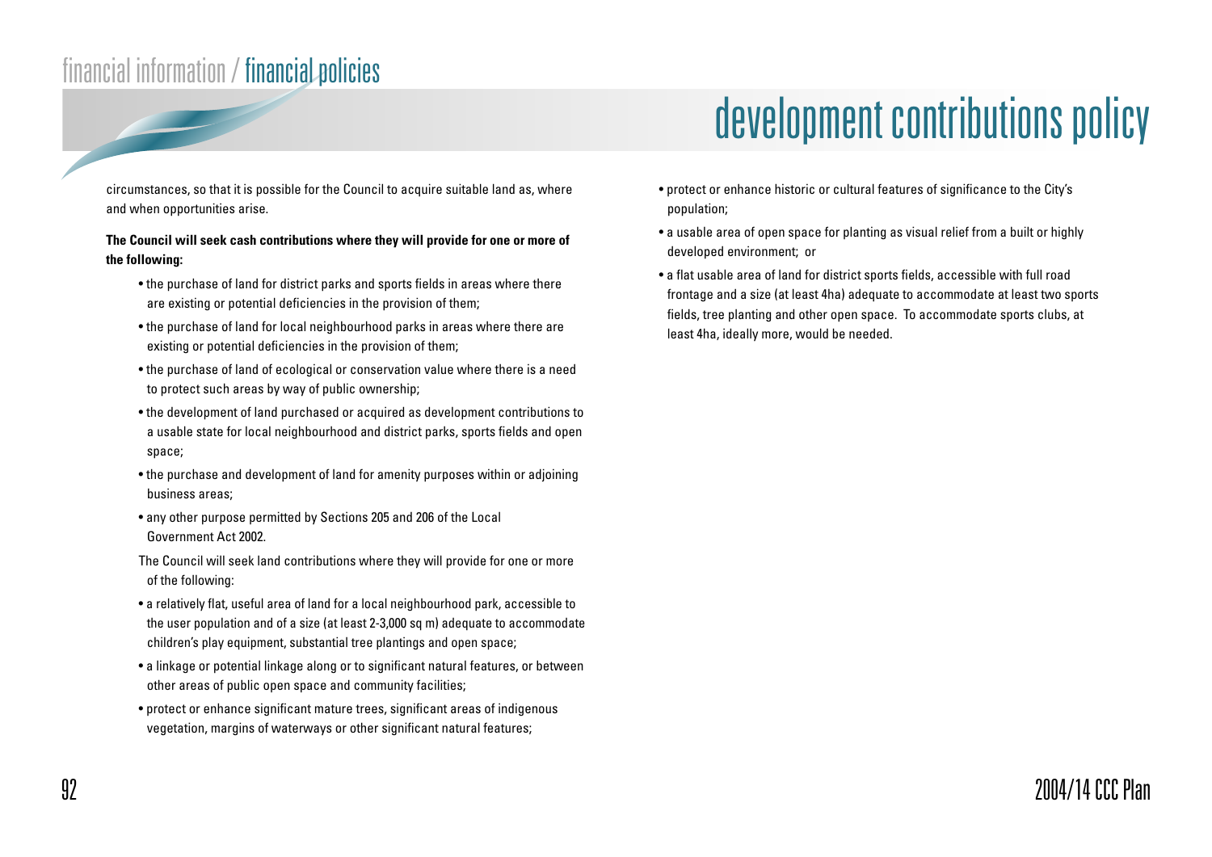# development contributions policy

circumstances, so that it is possible for the Council to acquire suitable land as, where and when opportunities arise.

**The Council will seek cash contributions where they will provide for one or more of the following:**

- the purchase of land for district parks and sports fields in areas where there are existing or potential deficiencies in the provision of them;
- the purchase of land for local neighbourhood parks in areas where there are existing or potential deficiencies in the provision of them;
- the purchase of land of ecological or conservation value where there is a need to protect such areas by way of public ownership;
- the development of land purchased or acquired as development contributions to a usable state for local neighbourhood and district parks, sports fields and open space;
- the purchase and development of land for amenity purposes within or adjoining business areas;
- any other purpose permitted by Sections 205 and 206 of the Local Government Act 2002.

The Council will seek land contributions where they will provide for one or more of the following:

- a relatively flat, useful area of land for a local neighbourhood park, accessible to the user population and of a size (at least 2-3,000 sq m) adequate to accommodate children's play equipment, substantial tree plantings and open space;
- a linkage or potential linkage along or to significant natural features, or between other areas of public open space and community facilities;
- protect or enhance significant mature trees, significant areas of indigenous vegetation, margins of waterways or other significant natural features;
- protect or enhance historic or cultural features of significance to the City's population;
- a usable area of open space for planting as visual relief from a built or highly developed environment; or
- a flat usable area of land for district sports fields, accessible with full road frontage and a size (at least 4ha) adequate to accommodate at least two sports fields, tree planting and other open space. To accommodate sports clubs, at least 4ha, ideally more, would be needed.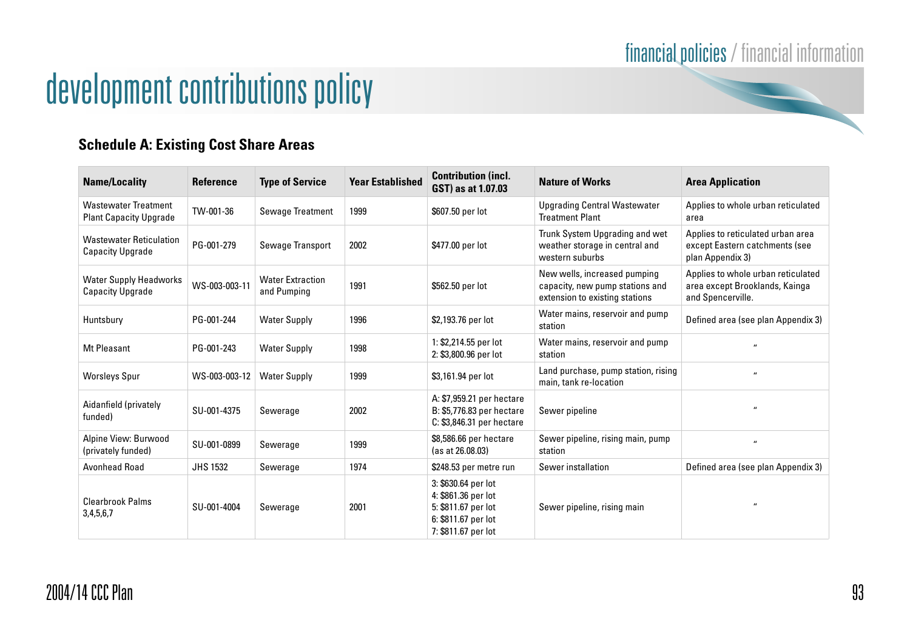# development contributions policy

### Schedule A: Existing Cost Share Areas

| Name/Locality | Reference | Type of Service | Year Established | Contribution (incl. GST) as at 1.07.03 | Nature of Works | Area Application |
|---|---|---|---|---|---|---|
| Wastewater Treatment Plant Capacity Upgrade | TW-001-36 | Sewage Treatment | 1999 | $607.50 per lot | Upgrading Central Wastewater Treatment Plant | Applies to whole urban reticulated area |
| Wastewater Reticulation Capacity Upgrade | PG-001-279 | Sewage Transport | 2002 | $477.00 per lot | Trunk System Upgrading and wet weather storage in central and western suburbs | Applies to reticulated urban area except Eastern catchments (see plan Appendix 3) |
| Water Supply Headworks Capacity Upgrade | WS-003-003-11 | Water Extraction and Pumping | 1991 | $562.50 per lot | New wells, increased pumping capacity, new pump stations and extension to existing stations | Applies to whole urban reticulated area except Brooklands, Kainga and Spencerville. |
| Huntsbury | PG-001-244 | Water Supply | 1996 | $2,193.76 per lot | Water mains, reservoir and pump station | Defined area (see plan Appendix 3) |
| Mt Pleasant | PG-001-243 | Water Supply | 1998 | 1: $2,214.55 per lot<br>2: $3,800.96 per lot | Water mains, reservoir and pump station | " |
| Worsleys Spur | WS-003-003-12 | Water Supply | 1999 | $3,161.94 per lot | Land purchase, pump station, rising main, tank re-location | " |
| Aidanfield (privately funded) | SU-001-4375 | Sewerage | 2002 | A: $7,959.21 per hectare<br>B: $5,776.83 per hectare<br>C: $3,846.31 per hectare | Sewer pipeline | " |
| Alpine View: Burwood (privately funded) | SU-001-0899 | Sewerage | 1999 | $8,586.66 per hectare (as at 26.08.03) | Sewer pipeline, rising main, pump station | " |
| Avonhead Road | JHS 1532 | Sewerage | 1974 | $248.53 per metre run | Sewer installation | Defined area (see plan Appendix 3) |
| Clearbrook Palms 3,4,5,6,7 | SU-001-4004 | Sewerage | 2001 | 3: $630.64 per lot<br>4: $861.36 per lot<br>5: $811.67 per lot<br>6: $811.67 per lot<br>7: $811.67 per lot | Sewer pipeline, rising main | " |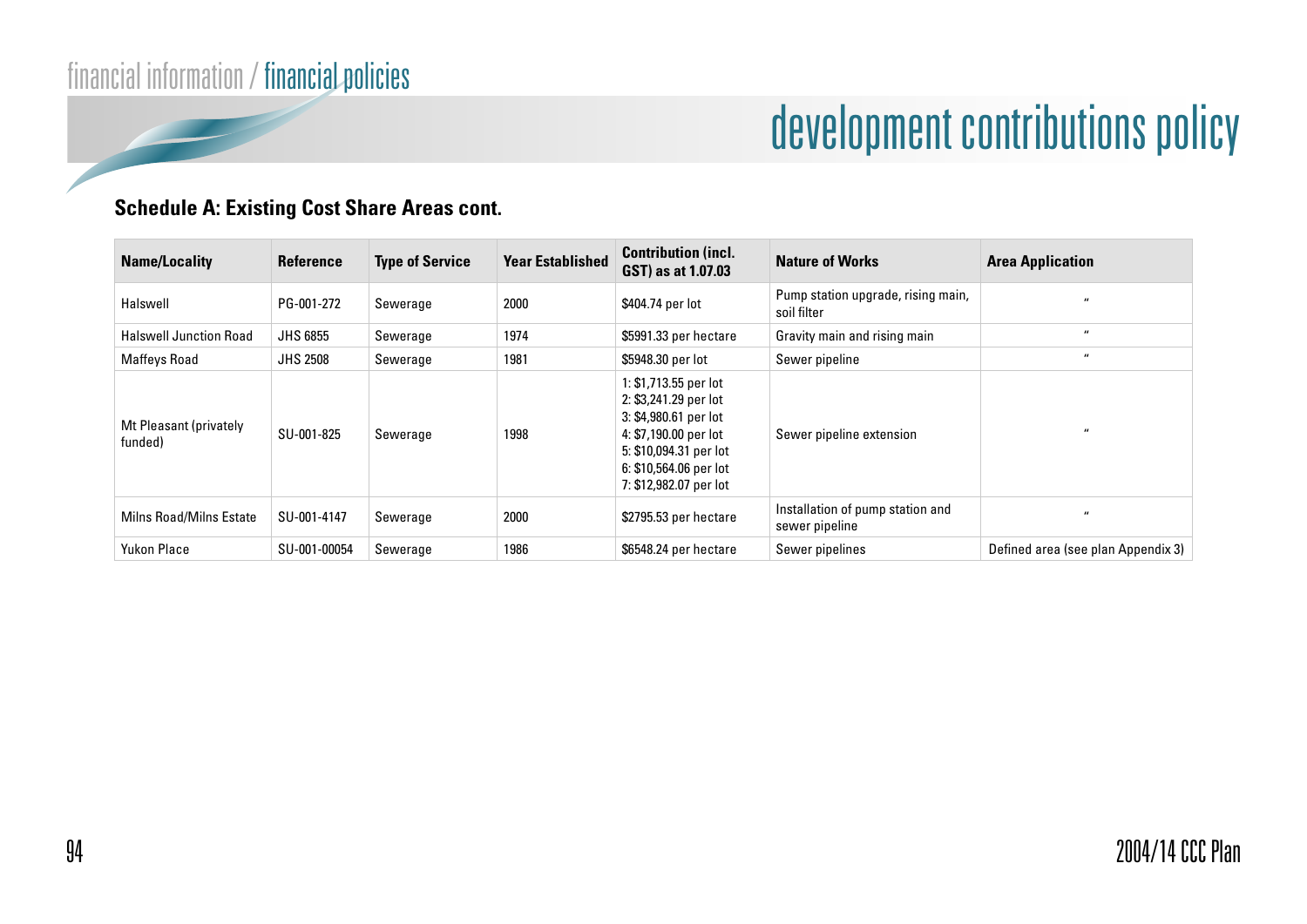## development contributions policy

### Schedule A: Existing Cost Share Areas cont.

| Name/Locality | Reference | Type of Service | Year Established | Contribution (incl. GST) as at 1.07.03 | Nature of Works | Area Application |
|---|---|---|---|---|---|---|
| Halswell | PG-001-272 | Sewerage | 2000 | $404.74 per lot | Pump station upgrade, rising main, soil filter | " |
| Halswell Junction Road | JHS 6855 | Sewerage | 1974 | $5991.33 per hectare | Gravity main and rising main | " |
| Maffeys Road | JHS 2508 | Sewerage | 1981 | $5948.30 per lot | Sewer pipeline | " |
| Mt Pleasant (privately funded) | SU-001-825 | Sewerage | 1998 | 1: $1,713.55 per lot<br>2: $3,241.29 per lot<br>3: $4,980.61 per lot<br>4: $7,190.00 per lot<br>5: $10,094.31 per lot<br>6: $10,564.06 per lot<br>7: $12,982.07 per lot | Sewer pipeline extension | " |
| Milns Road/Milns Estate | SU-001-4147 | Sewerage | 2000 | $2795.53 per hectare | Installation of pump station and sewer pipeline | " |
| Yukon Place | SU-001-00054 | Sewerage | 1986 | $6548.24 per hectare | Sewer pipelines | Defined area (see plan Appendix 3) |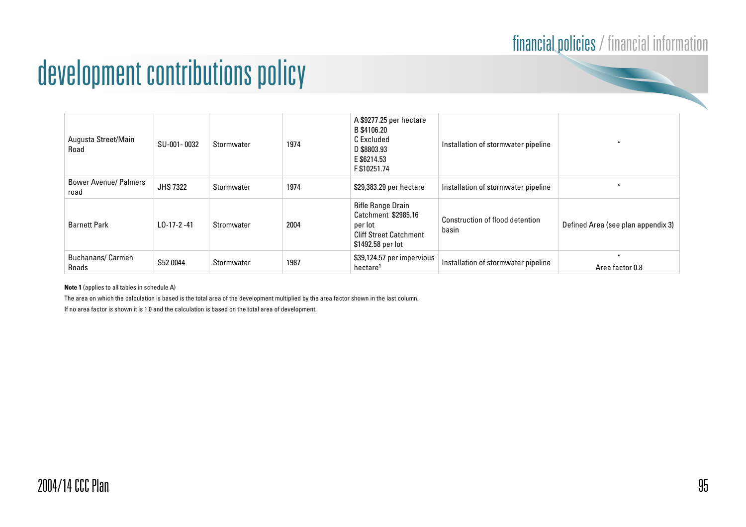# development contributions policy

| | | | | | | |
|---|---|---|---|---|---|---|
| Augusta Street/Main Road | SU-001- 0032 | Stormwater | 1974 | A $9277.25 per hectare<br>B $4106.20<br>C Excluded<br>D $8803.93<br>E $6214.53<br>F $10251.74 | Installation of stormwater pipeline | " |
| Bower Avenue/ Palmers road | JHS 7322 | Stormwater | 1974 | $29,383.29 per hectare | Installation of stormwater pipeline | " |
| Barnett Park | LO-17-2 -41 | Stromwater | 2004 | Rifle Range Drain Catchment $2985.16 per lot<br>Cliff Street Catchment $1492.58 per lot | Construction of flood detention basin | Defined Area (see plan appendix 3) |
| Buchanans/ Carmen Roads | S52 0044 | Stormwater | 1987 | $39,124.57 per impervious hectare[1] | Installation of stormwater pipeline | "<br>Area factor 0.8 |

**Note 1** (applies to all tables in schedule A)

The area on which the calculation is based is the total area of the development multiplied by the area factor shown in the last column.

If no area factor is shown it is 1.0 and the calculation is based on the total area of development.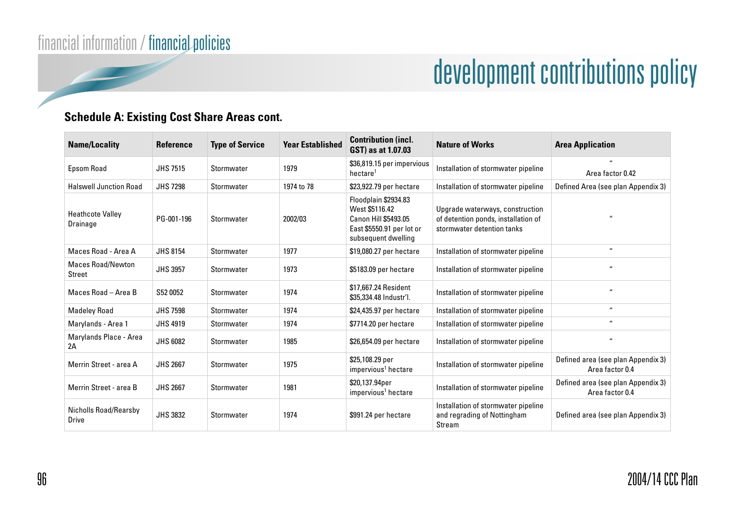# development contributions policy

### Schedule A: Existing Cost Share Areas cont.

| Name/Locality | Reference | Type of Service | Year Established | Contribution (incl. GST) as at 1.07.03 | Nature of Works | Area Application |
|---|---|---|---|---|---|---|
| Epsom Road | JHS 7515 | Stormwater | 1979 | $36,819.15 per impervious hectare[1] | Installation of stormwater pipeline | " Area factor 0.42 |
| Halswell Junction Road | JHS 7298 | Stormwater | 1974 to 78 | $23,922.79 per hectare | Installation of stormwater pipeline | Defined Area (see plan Appendix 3) |
| Heathcote Valley Drainage | PG-001-196 | Stormwater | 2002/03 | Floodplain $2934.83 West $5116.42 Canon Hill $5493.05 East $5550.91 per lot or subsequent dwelling | Upgrade waterways, construction of detention ponds, installation of stormwater detention tanks | " |
| Maces Road - Area A | JHS 8154 | Stormwater | 1977 | $19,080.27 per hectare | Installation of stormwater pipeline | " |
| Maces Road/Newton Street | JHS 3957 | Stormwater | 1973 | $5183.09 per hectare | Installation of stormwater pipeline | " |
| Maces Road – Area B | S52 0052 | Stormwater | 1974 | $17,667.24 Resident $35,334.48 Industr'l. | Installation of stormwater pipeline | " |
| Madeley Road | JHS 7598 | Stormwater | 1974 | $24,435.97 per hectare | Installation of stormwater pipeline | " |
| Marylands - Area 1 | JHS 4919 | Stormwater | 1974 | $7714.20 per hectare | Installation of stormwater pipeline | " |
| Marylands Place - Area 2A | JHS 6082 | Stormwater | 1985 | $26,654.09 per hectare | Installation of stormwater pipeline | " |
| Merrin Street - area A | JHS 2667 | Stormwater | 1975 | $25,108.29 per impervious[1] hectare | Installation of stormwater pipeline | Defined area (see plan Appendix 3) Area factor 0.4 |
| Merrin Street - area B | JHS 2667 | Stormwater | 1981 | $20,137.94per impervious[1] hectare | Installation of stormwater pipeline | Defined area (see plan Appendix 3) Area factor 0.4 |
| Nicholls Road/Rearsby Drive | JHS 3832 | Stormwater | 1974 | $991.24 per hectare | Installation of stormwater pipeline and regrading of Nottingham Stream | Defined area (see plan Appendix 3) |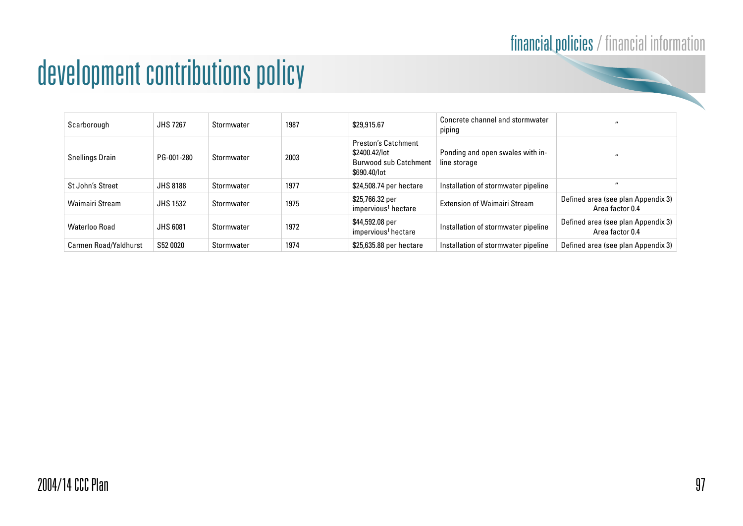# development contributions policy

| Scarborough | JHS 7267 | Stormwater | 1987 | $29,915.67 | Concrete channel and stormwater piping | " |
|---|---|---|---|---|---|---|
| Snellings Drain | PG-001-280 | Stormwater | 2003 | Preston's Catchment $2400.42/lot Burwood sub Catchment $690.40/lot | Ponding and open swales with in-line storage | " |
| St John's Street | JHS 8188 | Stormwater | 1977 | $24,508.74 per hectare | Installation of stormwater pipeline | " |
| Waimairi Stream | JHS 1532 | Stormwater | 1975 | $25,766.32 per impervious[1] hectare | Extension of Waimairi Stream | Defined area (see plan Appendix 3) Area factor 0.4 |
| Waterloo Road | JHS 6081 | Stormwater | 1972 | $44,592.08 per impervious[1] hectare | Installation of stormwater pipeline | Defined area (see plan Appendix 3) Area factor 0.4 |
| Carmen Road/Yaldhurst | S52 0020 | Stormwater | 1974 | $25,635.88 per hectare | Installation of stormwater pipeline | Defined area (see plan Appendix 3) |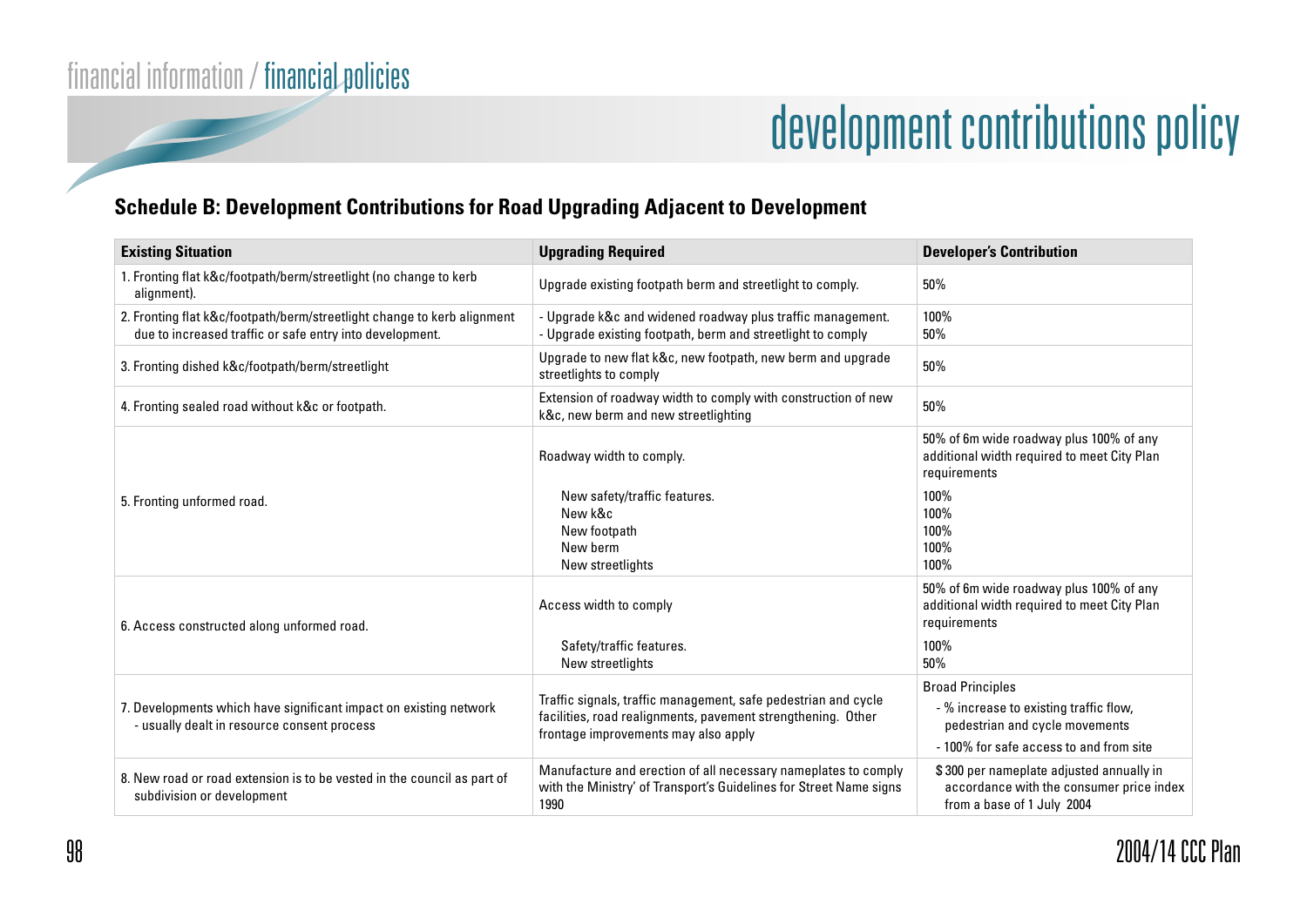# development contributions policy

## Schedule B: Development Contributions for Road Upgrading Adjacent to Development

| Existing Situation | Upgrading Required | Developer's Contribution |
|---|---|---|
| 1. Fronting flat k&c/footpath/berm/streetlight (no change to kerb alignment). | Upgrade existing footpath berm and streetlight to comply. | 50% |
| 2. Fronting flat k&c/footpath/berm/streetlight change to kerb alignment due to increased traffic or safe entry into development. | - Upgrade k&c and widened roadway plus traffic management.<br>- Upgrade existing footpath, berm and streetlight to comply | 100%<br>50% |
| 3. Fronting dished k&c/footpath/berm/streetlight | Upgrade to new flat k&c, new footpath, new berm and upgrade streetlights to comply | 50% |
| 4. Fronting sealed road without k&c or footpath. | Extension of roadway width to comply with construction of new k&c, new berm and new streetlighting | 50% |
| 5. Fronting unformed road. | Roadway width to comply. | 50% of 6m wide roadway plus 100% of any additional width required to meet City Plan requirements |
| | New safety/traffic features.<br>New k&c<br>New footpath<br>New berm<br>New streetlights | 100%<br>100%<br>100%<br>100%<br>100% |
| 6. Access constructed along unformed road. | Access width to comply | 50% of 6m wide roadway plus 100% of any additional width required to meet City Plan requirements |
| | Safety/traffic features.<br>New streetlights | 100%<br>50% |
| 7. Developments which have significant impact on existing network - usually dealt in resource consent process | Traffic signals, traffic management, safe pedestrian and cycle facilities, road realignments, pavement strengthening. Other frontage improvements may also apply | Broad Principles<br>- % increase to existing traffic flow, pedestrian and cycle movements<br>- 100% for safe access to and from site |
| 8. New road or road extension is to be vested in the council as part of subdivision or development | Manufacture and erection of all necessary nameplates to comply with the Ministry' of Transport's Guidelines for Street Name signs 1990 | $300 per nameplate adjusted annually in accordance with the consumer price index from a base of 1 July 2004 |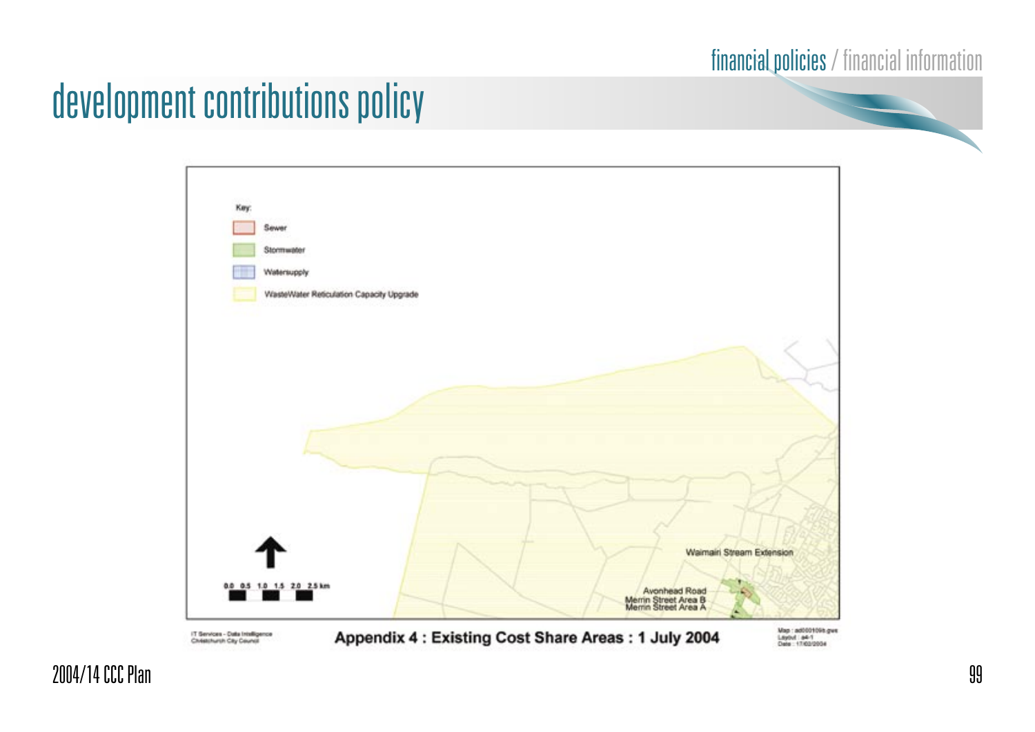# development contributions policy

Key:

- Sewer
- Stormwater
- Watersupply
- WasteWater Reticulation Capacity Upgrade

Waimairi Stream Extension

Avonhead Road
Merrin Street Area B
Merrin Street Area A

0.0 0.5 1.0 1.5 2.0 2.5 km

IT Services - Data Intelligence
Christchurch City Council

**Appendix 4 : Existing Cost Share Areas : 1 July 2004**

Map : ad0001098.gws
Layout : a4-1
Date : 17/02/2004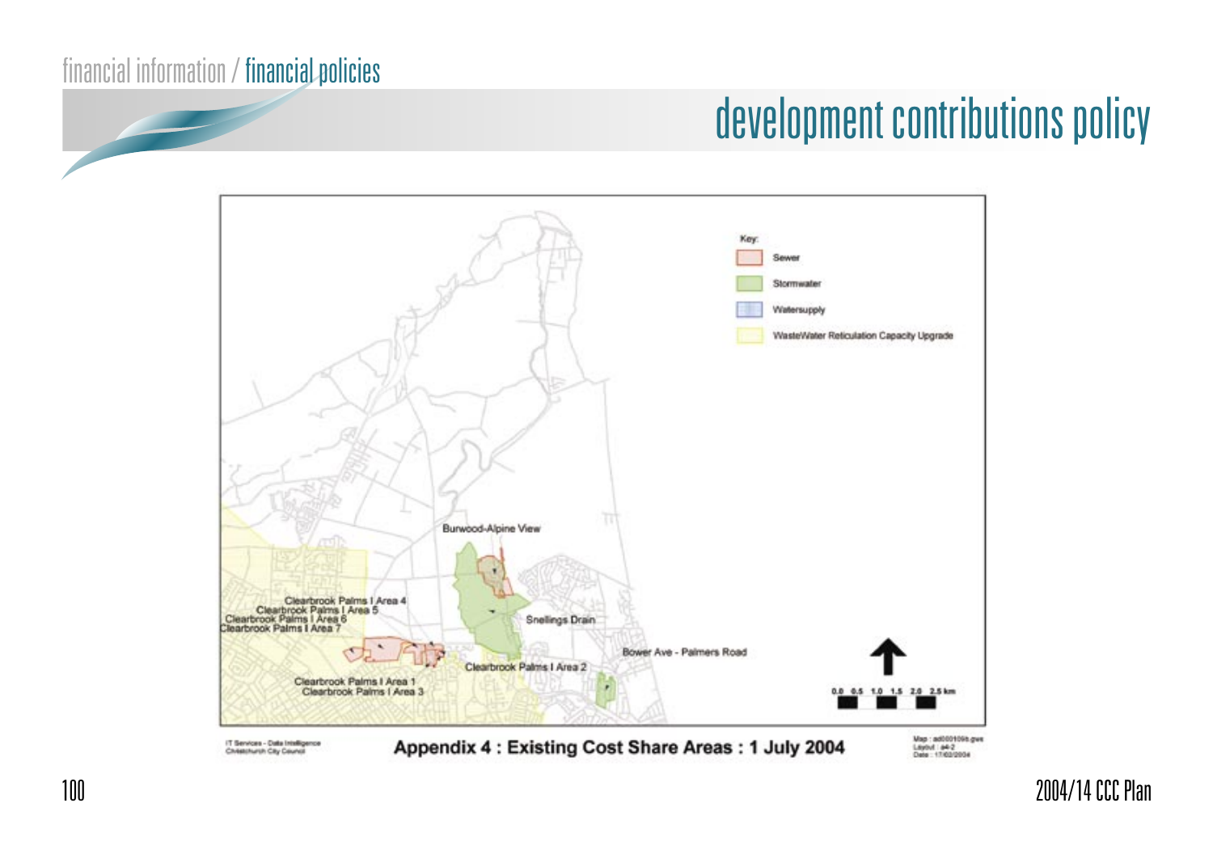# development contributions policy

Key:

- Sewer
- Stormwater
- Watersupply
- WasteWater Reticulation Capacity Upgrade

Burwood-Alpine View

Clearbrook Palms I Area 4
Clearbrook Palms I Area 5
Clearbrook Palms I Area 6
Clearbrook Palms I Area 7

Snellings Drain

Bower Ave - Palmers Road

Clearbrook Palms I Area 2

Clearbrook Palms I Area 1
Clearbrook Palms I Area 3

0.0 0.5 1.0 1.5 2.0 2.5 km

IT Services - Data Intelligence
Christchurch City Council

**Appendix 4 : Existing Cost Share Areas : 1 July 2004**

Map : ad000109b.gws
Layout : a4-2
Date : 17/02/2004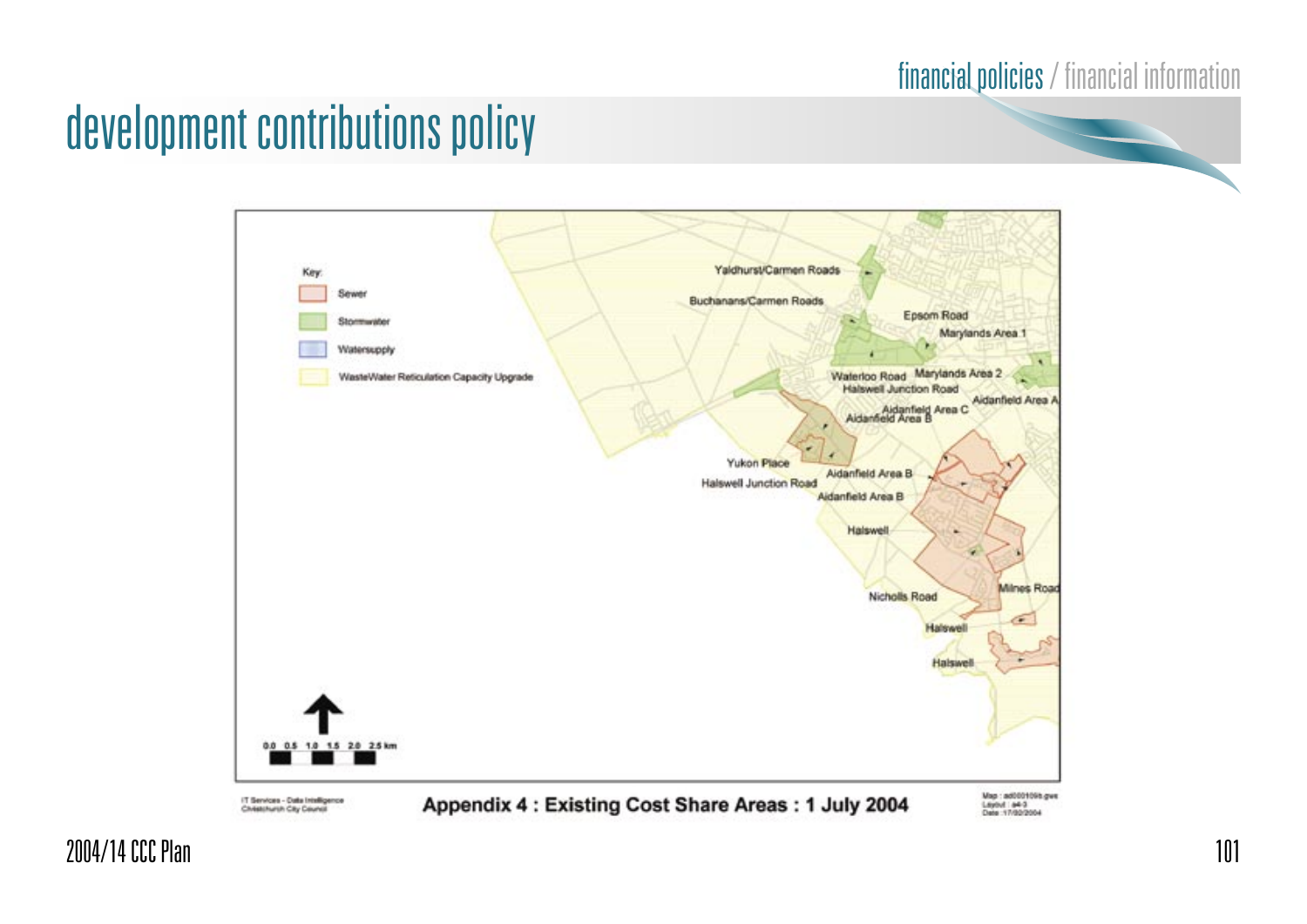# development contributions policy

Key:

- Sewer
- Stormwater
- Watersupply
- WasteWater Reticulation Capacity Upgrade

Yaldhurst/Carmen Roads

Buchanans/Carmen Roads

Epsom Road

Marylands Area 1

Waterloo Road

Marylands Area 2

Halswell Junction Road

Aidanfield Area A

Aidanfield Area C

Aidanfield Area B

Yukon Place

Halswell Junction Road

Aidanfield Area B

Aidanfield Area B

Halswell

Nicholls Road

Milnes Road

Halswell

Halswell

0.0 0.5 1.0 1.5 2.0 2.5 km

IT Services - Data Intelligence
Christchurch City Council

**Appendix 4 : Existing Cost Share Areas : 1 July 2004**

Map : ad0001098.gws
Layout : a4-3
Date : 17/02/2004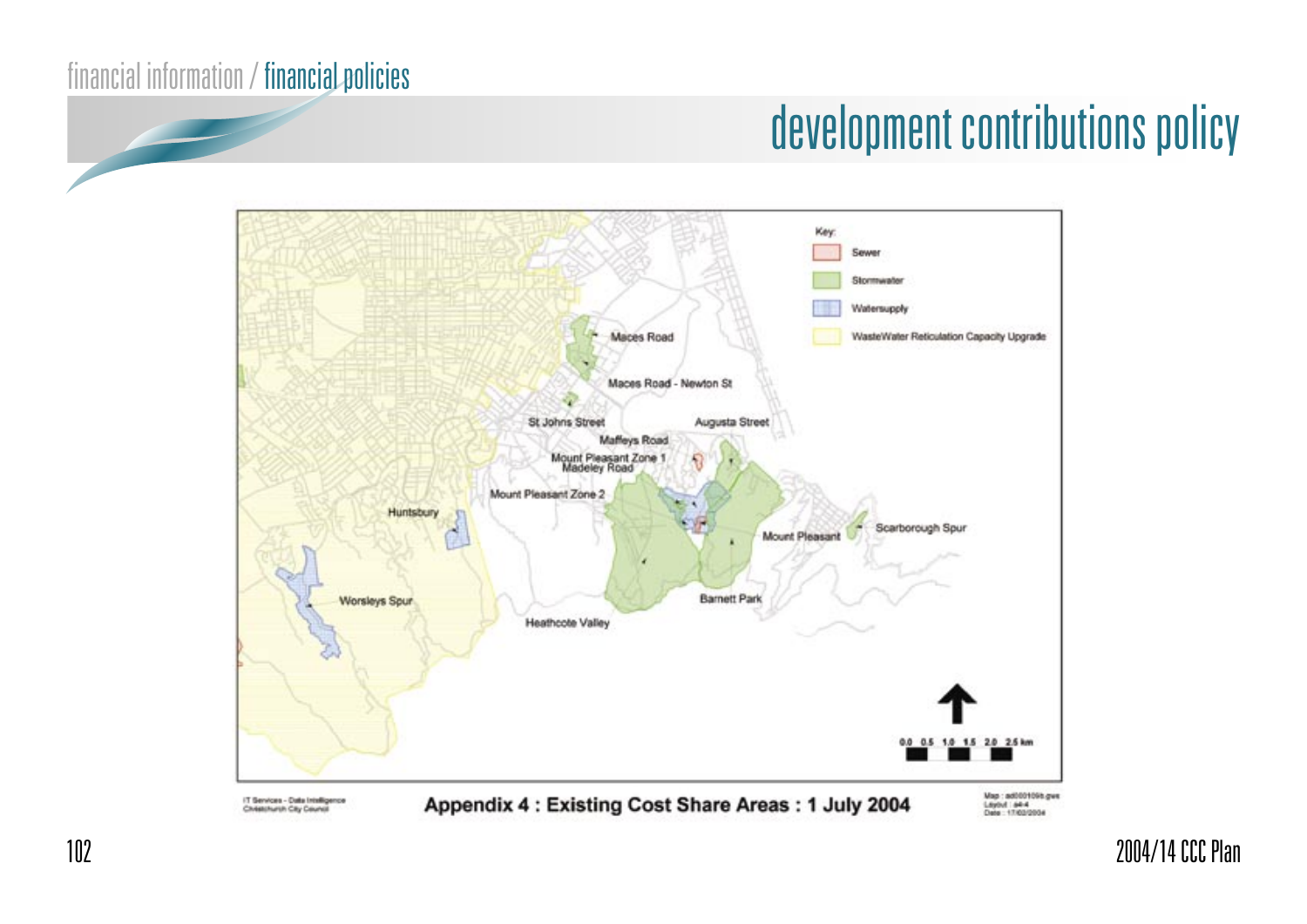# development contributions policy

Key:

Sewer

Stormwater

Watersupply

WasteWater Reticulation Capacity Upgrade

Maces Road

Maces Road - Newton St

St Johns Street

Augusta Street

Mafleys Road

Mount Pleasant Zone 1

Madeley Road

Mount Pleasant Zone 2

Huntsbury

Scarborough Spur

Mount Pleasant

Worsleys Spur

Barnett Park

Heathcote Valley

0.0 0.5 1.0 1.5 2.0 2.5 km

IT Services - Data Intelligence
Christchurch City Council

**Appendix 4 : Existing Cost Share Areas : 1 July 2004**

Map : ad000109b.gws
Layout : a4-4
Date : 17/02/2004